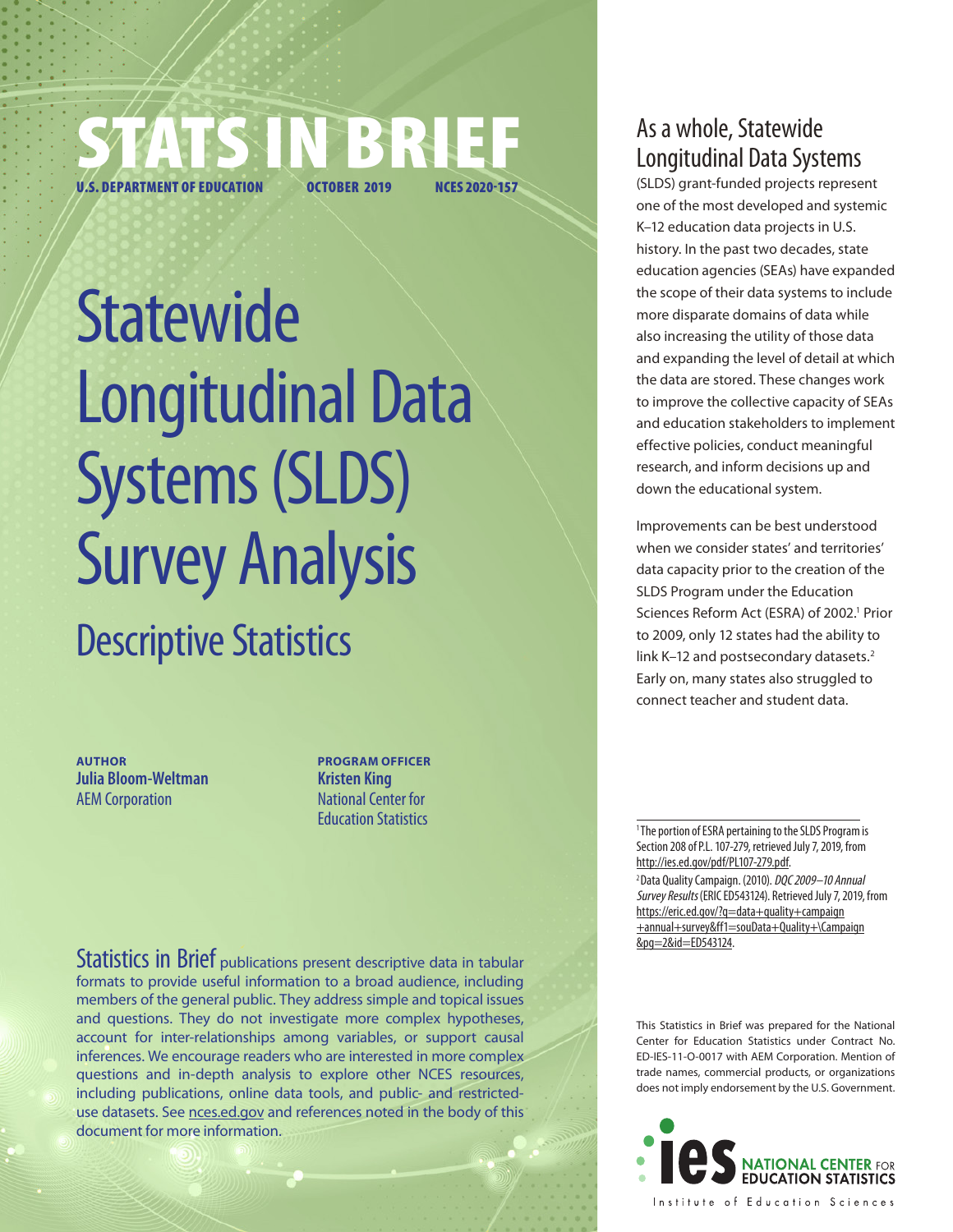# STATS IN BRIEF

U.S. DEPARTMENT OF EDUCATION — OCTOBER 2019 — NCES 2020-157

# Statewide Longitudinal Data Systems (SLDS) Survey Analysis

## Descriptive Statistics

**AUTHOR**
**Julia Bloom-Weltman**
AEM Corporation

**PROGRAM OFFICER**
**Kristen King**
National Center for Education Statistics

Statistics in Brief publications present descriptive data in tabular formats to provide useful information to a broad audience, including members of the general public. They address simple and topical issues and questions. They do not investigate more complex hypotheses, account for inter-relationships among variables, or support causal inferences. We encourage readers who are interested in more complex questions and in-depth analysis to explore other NCES resources, including publications, online data tools, and public- and restricted-use datasets. See nces.ed.gov and references noted in the body of this document for more information.

As a whole, Statewide Longitudinal Data Systems (SLDS) grant-funded projects represent one of the most developed and systemic K–12 education data projects in U.S. history. In the past two decades, state education agencies (SEAs) have expanded the scope of their data systems to include more disparate domains of data while also increasing the utility of those data and expanding the level of detail at which the data are stored. These changes work to improve the collective capacity of SEAs and education stakeholders to implement effective policies, conduct meaningful research, and inform decisions up and down the educational system.

Improvements can be best understood when we consider states' and territories' data capacity prior to the creation of the SLDS Program under the Education Sciences Reform Act (ESRA) of 2002.[1] Prior to 2009, only 12 states had the ability to link K–12 and postsecondary datasets.[2] Early on, many states also struggled to connect teacher and student data.

[1] The portion of ESRA pertaining to the SLDS Program is Section 208 of P.L. 107-279, retrieved July 7, 2019, from http://ies.ed.gov/pdf/PL107-279.pdf.

[2] Data Quality Campaign. (2010). *DQC 2009–10 Annual Survey Results* (ERIC ED543124). Retrieved July 7, 2019, from https://eric.ed.gov/?q=data+quality+campaign+annual+survey&ff1=souData+Quality+\Campaign&pg=2&id=ED543124.

This Statistics in Brief was prepared for the National Center for Education Statistics under Contract No. ED-IES-11-O-0017 with AEM Corporation. Mention of trade names, commercial products, or organizations does not imply endorsement by the U.S. Government.

ies NATIONAL CENTER FOR EDUCATION STATISTICS
Institute of Education Sciences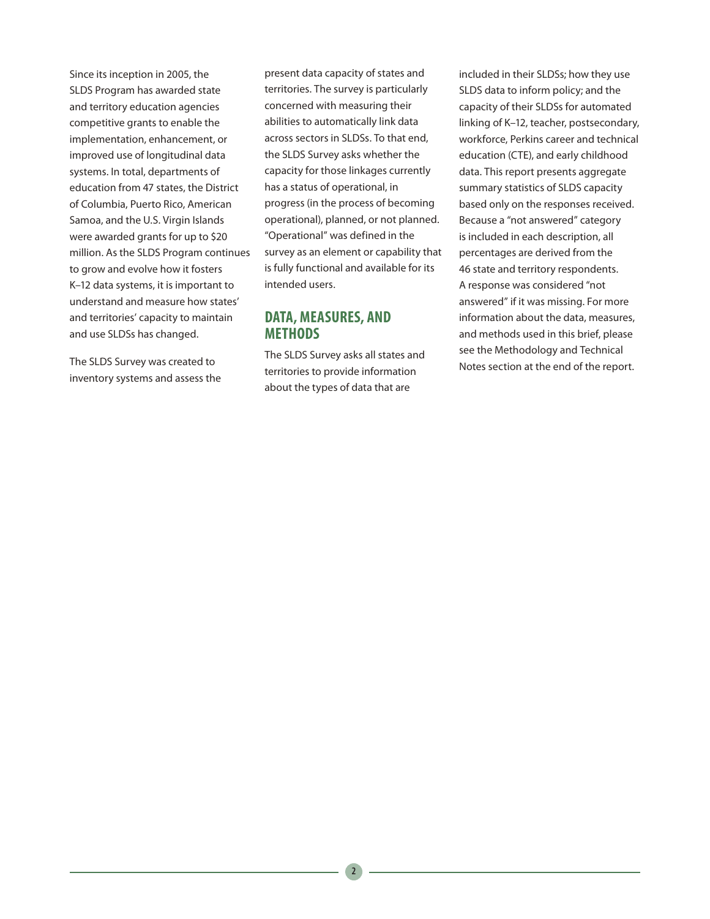Since its inception in 2005, the SLDS Program has awarded state and territory education agencies competitive grants to enable the implementation, enhancement, or improved use of longitudinal data systems. In total, departments of education from 47 states, the District of Columbia, Puerto Rico, American Samoa, and the U.S. Virgin Islands were awarded grants for up to $20 million. As the SLDS Program continues to grow and evolve how it fosters K–12 data systems, it is important to understand and measure how states' and territories' capacity to maintain and use SLDSs has changed.

The SLDS Survey was created to inventory systems and assess the present data capacity of states and territories. The survey is particularly concerned with measuring their abilities to automatically link data across sectors in SLDSs. To that end, the SLDS Survey asks whether the capacity for those linkages currently has a status of operational, in progress (in the process of becoming operational), planned, or not planned. "Operational" was defined in the survey as an element or capability that is fully functional and available for its intended users.

## DATA, MEASURES, AND METHODS

The SLDS Survey asks all states and territories to provide information about the types of data that are included in their SLDSs; how they use SLDS data to inform policy; and the capacity of their SLDSs for automated linking of K–12, teacher, postsecondary, workforce, Perkins career and technical education (CTE), and early childhood data. This report presents aggregate summary statistics of SLDS capacity based only on the responses received. Because a "not answered" category is included in each description, all percentages are derived from the 46 state and territory respondents. A response was considered "not answered" if it was missing. For more information about the data, measures, and methods used in this brief, please see the Methodology and Technical Notes section at the end of the report.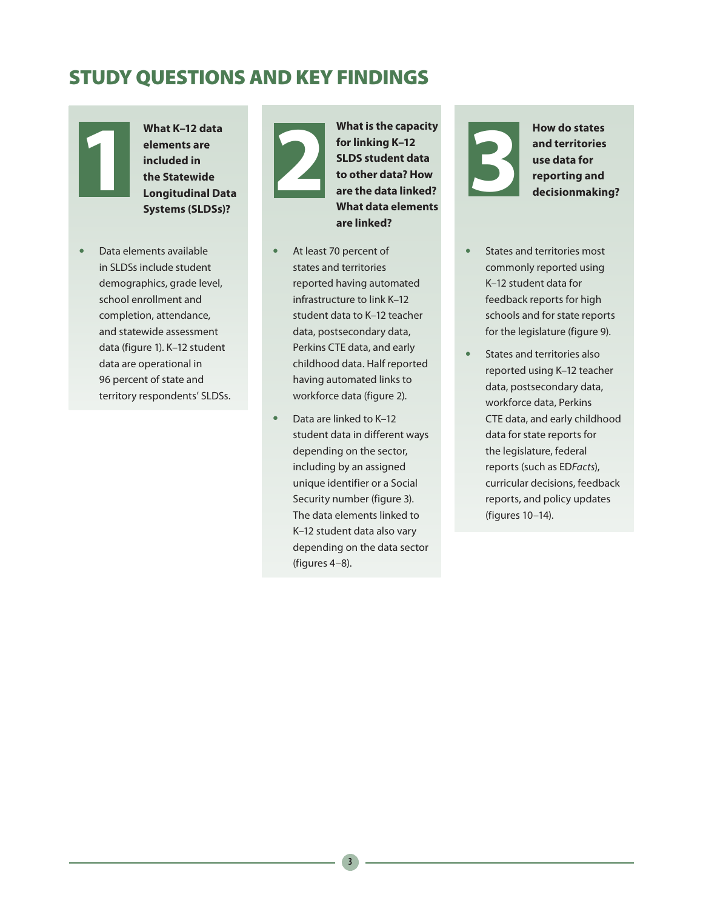# STUDY QUESTIONS AND KEY FINDINGS

## 1 What K–12 data elements are included in the Statewide Longitudinal Data Systems (SLDSs)?

- Data elements available in SLDSs include student demographics, grade level, school enrollment and completion, attendance, and statewide assessment data (figure 1). K–12 student data are operational in 96 percent of state and territory respondents' SLDSs.

## 2 What is the capacity for linking K–12 SLDS student data to other data? How are the data linked? What data elements are linked?

- At least 70 percent of states and territories reported having automated infrastructure to link K–12 student data to K–12 teacher data, postsecondary data, Perkins CTE data, and early childhood data. Half reported having automated links to workforce data (figure 2).
- Data are linked to K–12 student data in different ways depending on the sector, including by an assigned unique identifier or a Social Security number (figure 3). The data elements linked to K–12 student data also vary depending on the data sector (figures 4–8).

## 3 How do states and territories use data for reporting and decisionmaking?

- States and territories most commonly reported using K–12 student data for feedback reports for high schools and for state reports for the legislature (figure 9).
- States and territories also reported using K–12 teacher data, postsecondary data, workforce data, Perkins CTE data, and early childhood data for state reports for the legislature, federal reports (such as ED*Facts*), curricular decisions, feedback reports, and policy updates (figures 10–14).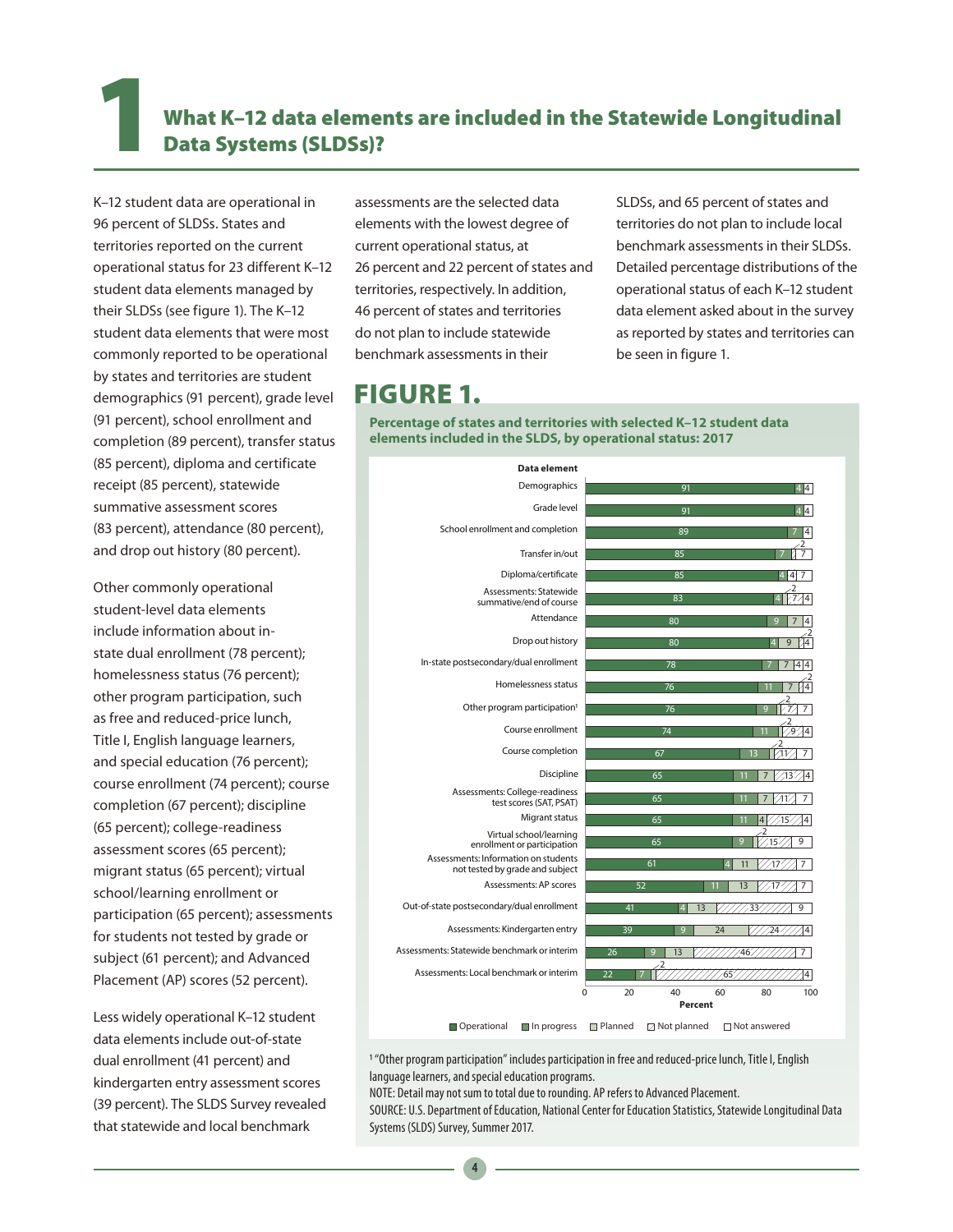# 1 What K–12 data elements are included in the Statewide Longitudinal Data Systems (SLDSs)?

K–12 student data are operational in 96 percent of SLDSs. States and territories reported on the current operational status for 23 different K–12 student data elements managed by their SLDSs (see figure 1). The K–12 student data elements that were most commonly reported to be operational by states and territories are student demographics (91 percent), grade level (91 percent), school enrollment and completion (89 percent), transfer status (85 percent), diploma and certificate receipt (85 percent), statewide summative assessment scores (83 percent), attendance (80 percent), and drop out history (80 percent).

Other commonly operational student-level data elements include information about in-state dual enrollment (78 percent); homelessness status (76 percent); other program participation, such as free and reduced-price lunch, Title I, English language learners, and special education (76 percent); course enrollment (74 percent); course completion (67 percent); discipline (65 percent); college-readiness assessment scores (65 percent); migrant status (65 percent); virtual school/learning enrollment or participation (65 percent); assessments for students not tested by grade or subject (61 percent); and Advanced Placement (AP) scores (52 percent).

Less widely operational K–12 student data elements include out-of-state dual enrollment (41 percent) and kindergarten entry assessment scores (39 percent). The SLDS Survey revealed that statewide and local benchmark assessments are the selected data elements with the lowest degree of current operational status, at 26 percent and 22 percent of states and territories, respectively. In addition, 46 percent of states and territories do not plan to include statewide benchmark assessments in their SLDSs, and 65 percent of states and territories do not plan to include local benchmark assessments in their SLDSs. Detailed percentage distributions of the operational status of each K–12 student data element asked about in the survey as reported by states and territories can be seen in figure 1.

## FIGURE 1.

**Percentage of states and territories with selected K–12 student data elements included in the SLDS, by operational status: 2017**

| Data element | Operational | In progress | Planned | Not planned | Not answered |
|---|---|---|---|---|---|
| Demographics | 91 | 4 | | | 4 |
| Grade level | 91 | 4 | | | 4 |
| School enrollment and completion | 89 | 7 | | | 4 |
| Transfer in/out | 85 | 7 | | 2 | 7 |
| Diploma/certificate | 85 | 4 | 4 | | 7 |
| Assessments: Statewide summative/end of course | 83 | 4 | 2 | 7 | 4 |
| Attendance | 80 | 9 | 7 | | 4 |
| Drop out history | 80 | 4 | 9 | 2 | 4 |
| In-state postsecondary/dual enrollment | 78 | 7 | 7 | 4 | 4 |
| Homelessness status | 76 | 11 | 7 | 2 | 4 |
| Other program participation[1] | 76 | 9 | 2 | 7 | 7 |
| Course enrollment | 74 | 11 | 2 | 9 | 4 |
| Course completion | 67 | 13 | 2 | 11 | 7 |
| Discipline | 65 | 11 | 7 | 13 | 4 |
| Assessments: College-readiness test scores (SAT, PSAT) | 65 | 11 | 7 | 11 | 7 |
| Migrant status | 65 | 11 | 4 | 15 | 4 |
| Virtual school/learning enrollment or participation | 65 | 9 | 2 | 15 | 9 |
| Assessments: Information on students not tested by grade and subject | 61 | 4 | 11 | 17 | 7 |
| Assessments: AP scores | 52 | 11 | 13 | 17 | 7 |
| Out-of-state postsecondary/dual enrollment | 41 | 4 | 13 | 33 | 9 |
| Assessments: Kindergarten entry | 39 | 9 | 24 | 24 | 4 |
| Assessments: Statewide benchmark or interim | 26 | 9 | 13 | 46 | 7 |
| Assessments: Local benchmark or interim | 22 | 7 | 2 | 65 | 4 |

[1] "Other program participation" includes participation in free and reduced-price lunch, Title I, English language learners, and special education programs.

NOTE: Detail may not sum to total due to rounding. AP refers to Advanced Placement.

SOURCE: U.S. Department of Education, National Center for Education Statistics, Statewide Longitudinal Data Systems (SLDS) Survey, Summer 2017.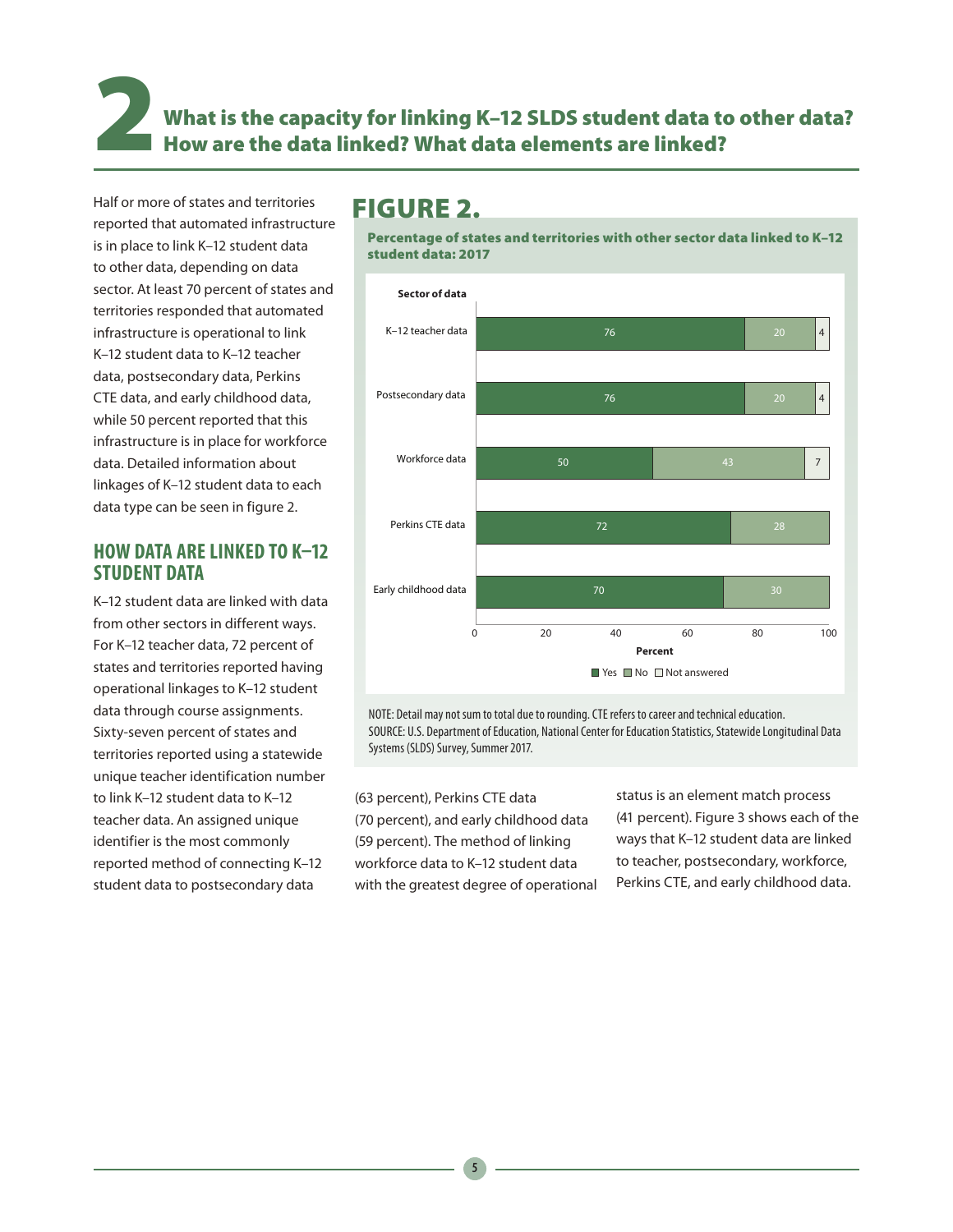# 2 What is the capacity for linking K–12 SLDS student data to other data? How are the data linked? What data elements are linked?

Half or more of states and territories reported that automated infrastructure is in place to link K–12 student data to other data, depending on data sector. At least 70 percent of states and territories responded that automated infrastructure is operational to link K–12 student data to K–12 teacher data, postsecondary data, Perkins CTE data, and early childhood data, while 50 percent reported that this infrastructure is in place for workforce data. Detailed information about linkages of K–12 student data to each data type can be seen in figure 2.

## FIGURE 2.

**Percentage of states and territories with other sector data linked to K–12 student data: 2017**

| Sector of data | Yes | No | Not answered |
| --- | --- | --- | --- |
| K–12 teacher data | 76 | 20 | 4 |
| Postsecondary data | 76 | 20 | 4 |
| Workforce data | 50 | 43 | 7 |
| Perkins CTE data | 72 | 28 | |
| Early childhood data | 70 | 30 | |

NOTE: Detail may not sum to total due to rounding. CTE refers to career and technical education.
SOURCE: U.S. Department of Education, National Center for Education Statistics, Statewide Longitudinal Data Systems (SLDS) Survey, Summer 2017.

## HOW DATA ARE LINKED TO K–12 STUDENT DATA

K–12 student data are linked with data from other sectors in different ways. For K–12 teacher data, 72 percent of states and territories reported having operational linkages to K–12 student data through course assignments. Sixty-seven percent of states and territories reported using a statewide unique teacher identification number to link K–12 student data to K–12 teacher data. An assigned unique identifier is the most commonly reported method of connecting K–12 student data to postsecondary data (63 percent), Perkins CTE data (70 percent), and early childhood data (59 percent). The method of linking workforce data to K–12 student data with the greatest degree of operational status is an element match process (41 percent). Figure 3 shows each of the ways that K–12 student data are linked to teacher, postsecondary, workforce, Perkins CTE, and early childhood data.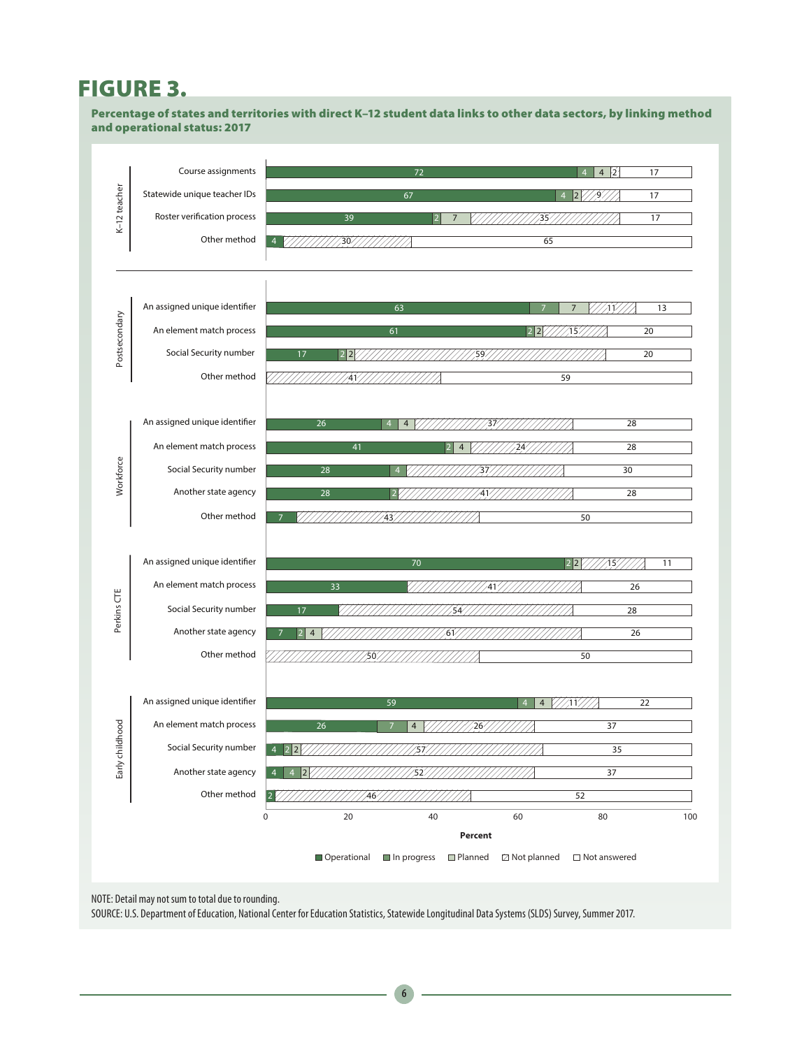# FIGURE 3.

**Percentage of states and territories with direct K–12 student data links to other data sectors, by linking method and operational status: 2017**

| Sector | Linking method | Operational | In progress | Planned | Not planned | Not answered |
|---|---|---|---|---|---|---|
| K–12 teacher | Course assignments | 72 | 4 | 4 | 2 | 17 |
| | Statewide unique teacher IDs | 67 | 4 | 2 | 9 | 17 |
| | Roster verification process | 39 | 2 | 7 | 35 | 17 |
| | Other method | 4 | | | 30 | 65 |
| Postsecondary | An assigned unique identifier | 63 | 7 | 7 | 11 | 13 |
| | An element match process | 61 | 2 | 2 | 15 | 20 |
| | Social Security number | 17 | 2 | 2 | 59 | 20 |
| | Other method | | | | 41 | 59 |
| Workforce | An assigned unique identifier | 26 | 4 | 4 | 37 | 28 |
| | An element match process | 41 | 2 | 4 | 24 | 28 |
| | Social Security number | 28 | 4 | | 37 | 30 |
| | Another state agency | 28 | 2 | | 41 | 28 |
| | Other method | 7 | | | 43 | 50 |
| Perkins CTE | An assigned unique identifier | 70 | 2 | 2 | 15 | 11 |
| | An element match process | 33 | | | 41 | 26 |
| | Social Security number | 17 | | | 54 | 28 |
| | Another state agency | 7 | 2 | 4 | 61 | 26 |
| | Other method | | | | 50 | 50 |
| Early childhood | An assigned unique identifier | 59 | 4 | 4 | 11 | 22 |
| | An element match process | 26 | 7 | 4 | 26 | 37 |
| | Social Security number | 4 | 2 | 2 | 57 | 35 |
| | Another state agency | 4 | 4 | 2 | 52 | 37 |
| | Other method | 2 | | | 46 | 52 |

Percent

NOTE: Detail may not sum to total due to rounding.

SOURCE: U.S. Department of Education, National Center for Education Statistics, Statewide Longitudinal Data Systems (SLDS) Survey, Summer 2017.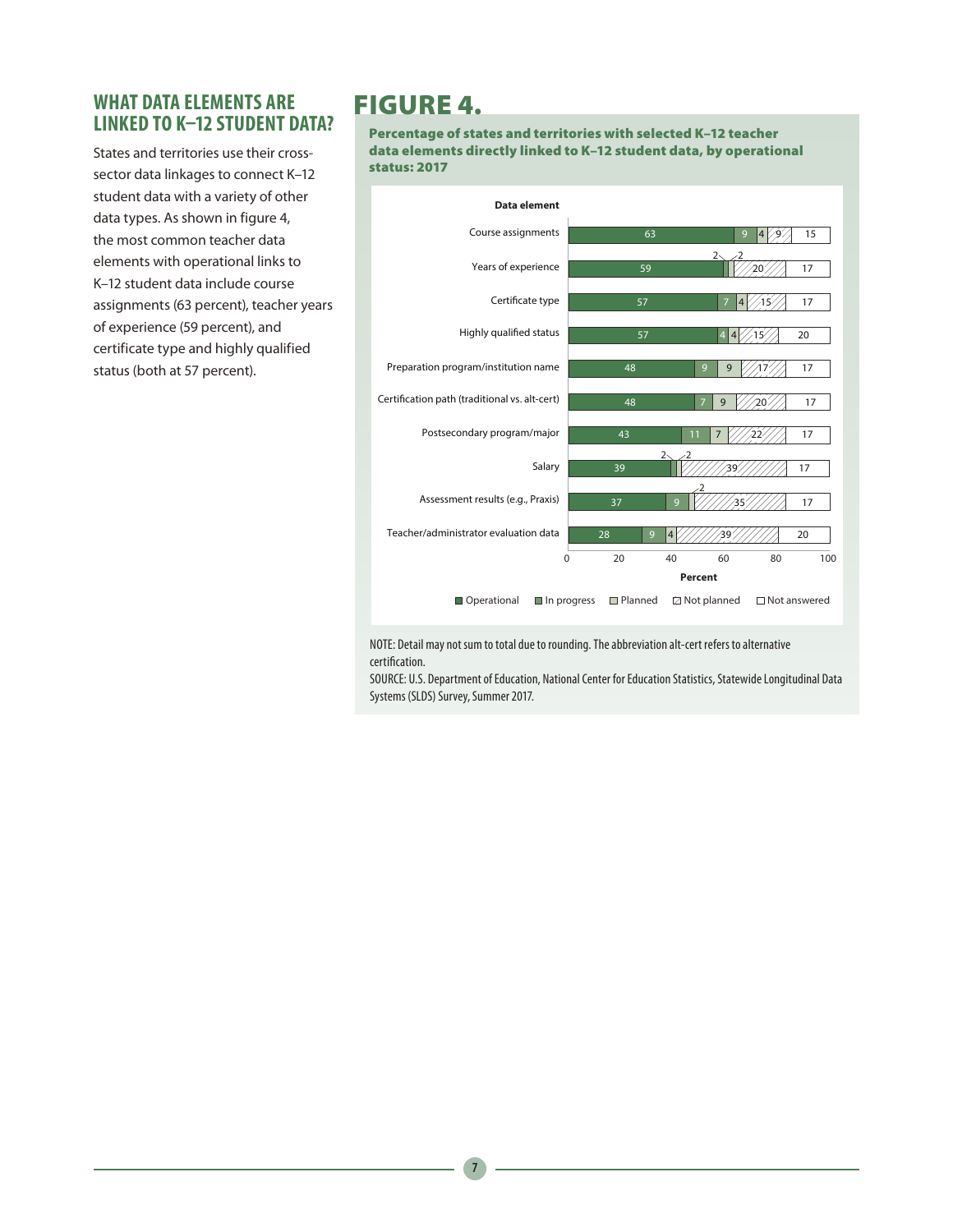## WHAT DATA ELEMENTS ARE LINKED TO K–12 STUDENT DATA?

States and territories use their cross-sector data linkages to connect K–12 student data with a variety of other data types. As shown in figure 4, the most common teacher data elements with operational links to K–12 student data include course assignments (63 percent), teacher years of experience (59 percent), and certificate type and highly qualified status (both at 57 percent).

# FIGURE 4.

**Percentage of states and territories with selected K–12 teacher data elements directly linked to K–12 student data, by operational status: 2017**

| Data element | Operational | In progress | Planned | Not planned | Not answered |
|---|---|---|---|---|---|
| Course assignments | 63 | 9 | 4 | 9 | 15 |
| Years of experience | 59 | 2 | 2 | 20 | 17 |
| Certificate type | 57 | 7 | 4 | 15 | 17 |
| Highly qualified status | 57 | 4 | 4 | 15 | 20 |
| Preparation program/institution name | 48 | 9 | 9 | 17 | 17 |
| Certification path (traditional vs. alt-cert) | 48 | 7 | 9 | 20 | 17 |
| Postsecondary program/major | 43 | 11 | 7 | 22 | 17 |
| Salary | 39 | 2 | 2 | 39 | 17 |
| Assessment results (e.g., Praxis) | 37 | 9 | 2 | 35 | 17 |
| Teacher/administrator evaluation data | 28 | 9 | 4 | 39 | 20 |

NOTE: Detail may not sum to total due to rounding. The abbreviation alt-cert refers to alternative certification.

SOURCE: U.S. Department of Education, National Center for Education Statistics, Statewide Longitudinal Data Systems (SLDS) Survey, Summer 2017.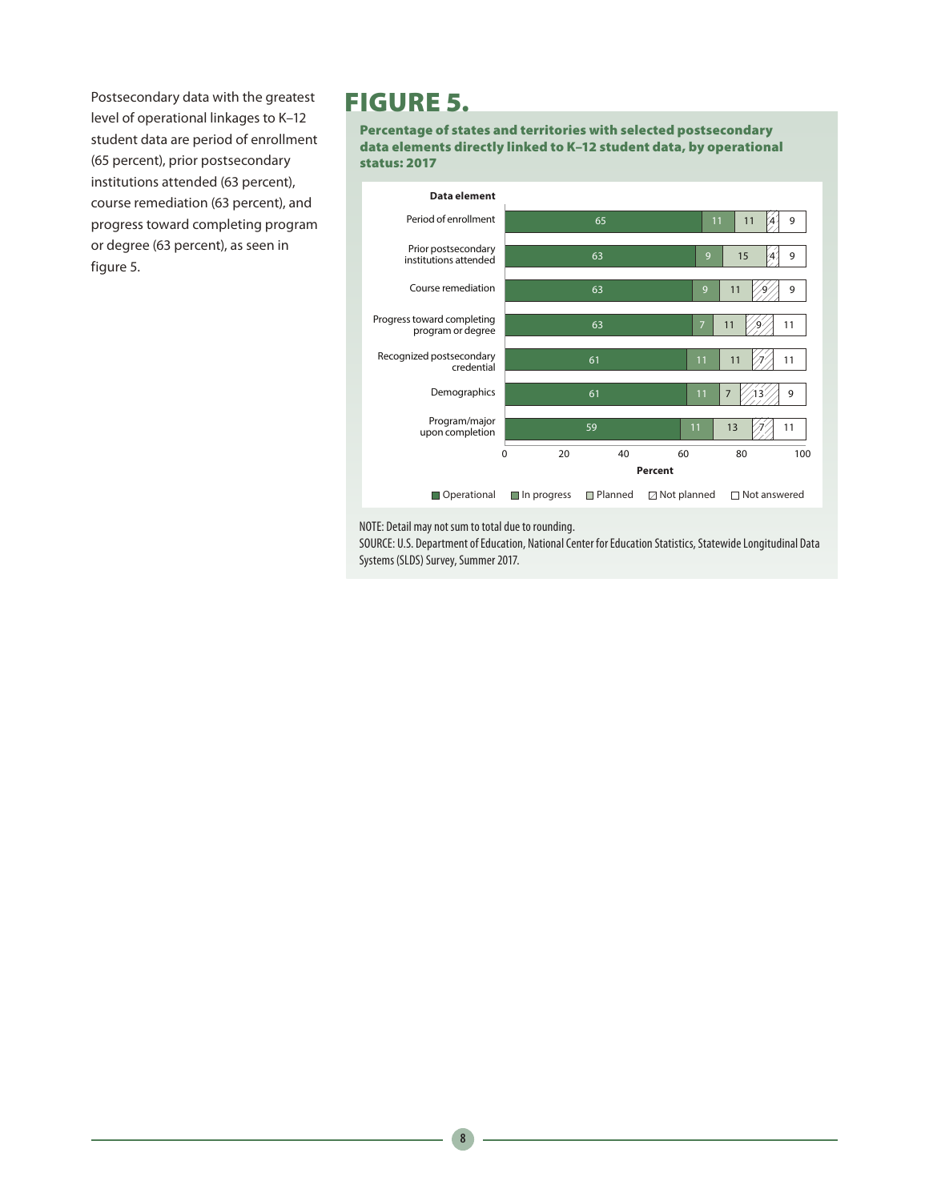Postsecondary data with the greatest level of operational linkages to K–12 student data are period of enrollment (65 percent), prior postsecondary institutions attended (63 percent), course remediation (63 percent), and progress toward completing program or degree (63 percent), as seen in figure 5.

## FIGURE 5.

**Percentage of states and territories with selected postsecondary data elements directly linked to K–12 student data, by operational status: 2017**

| Data element | Operational | In progress | Planned | Not planned | Not answered |
|---|---|---|---|---|---|
| Period of enrollment | 65 | 11 | 11 | 4 | 9 |
| Prior postsecondary institutions attended | 63 | 9 | 15 | 4 | 9 |
| Course remediation | 63 | 9 | 11 | 9 | 9 |
| Progress toward completing program or degree | 63 | 7 | 11 | 9 | 11 |
| Recognized postsecondary credential | 61 | 11 | 11 | 7 | 11 |
| Demographics | 61 | 11 | 7 | 13 | 9 |
| Program/major upon completion | 59 | 11 | 13 | 7 | 11 |

NOTE: Detail may not sum to total due to rounding.
SOURCE: U.S. Department of Education, National Center for Education Statistics, Statewide Longitudinal Data Systems (SLDS) Survey, Summer 2017.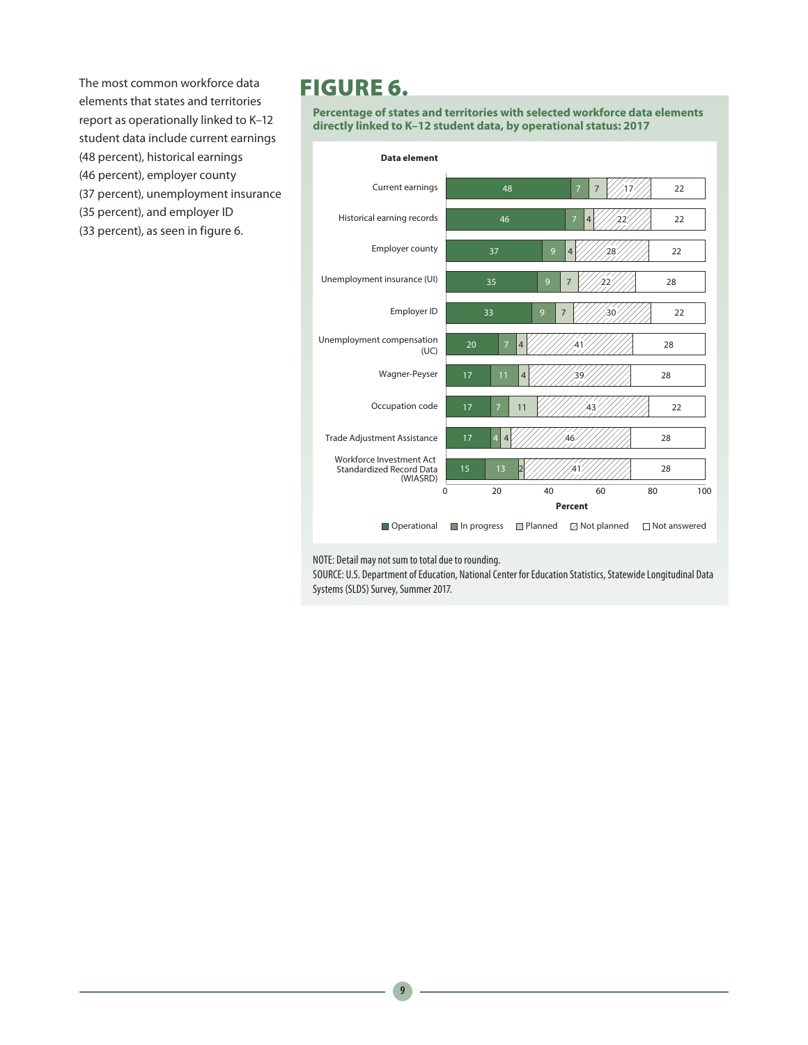The most common workforce data elements that states and territories report as operationally linked to K–12 student data include current earnings (48 percent), historical earnings (46 percent), employer county (37 percent), unemployment insurance (35 percent), and employer ID (33 percent), as seen in figure 6.

## FIGURE 6.

**Percentage of states and territories with selected workforce data elements directly linked to K–12 student data, by operational status: 2017**

| Data element | Operational | In progress | Planned | Not planned | Not answered |
|---|---|---|---|---|---|
| Current earnings | 48 | 7 | 7 | 17 | 22 |
| Historical earning records | 46 | 7 | 4 | 22 | 22 |
| Employer county | 37 | 9 | 4 | 28 | 22 |
| Unemployment insurance (UI) | 35 | 9 | 7 | 22 | 28 |
| Employer ID | 33 | 9 | 7 | 30 | 22 |
| Unemployment compensation (UC) | 20 | 7 | 4 | 41 | 28 |
| Wagner-Peyser | 17 | 11 | 4 | 39 | 28 |
| Occupation code | 17 | 7 | 11 | 43 | 22 |
| Trade Adjustment Assistance | 17 | 4 | 4 | 46 | 28 |
| Workforce Investment Act Standardized Record Data (WIASRD) | 15 | 13 | 2 | 41 | 28 |

NOTE: Detail may not sum to total due to rounding.

SOURCE: U.S. Department of Education, National Center for Education Statistics, Statewide Longitudinal Data Systems (SLDS) Survey, Summer 2017.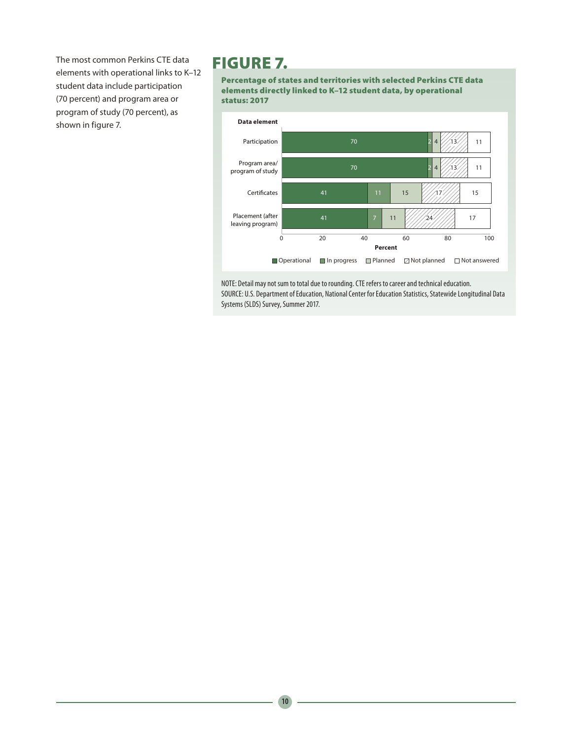The most common Perkins CTE data elements with operational links to K–12 student data include participation (70 percent) and program area or program of study (70 percent), as shown in figure 7.

## FIGURE 7.

**Percentage of states and territories with selected Perkins CTE data elements directly linked to K–12 student data, by operational status: 2017**

| Data element | Operational | In progress | Planned | Not planned | Not answered |
|---|---|---|---|---|---|
| Participation | 70 | 2 | 4 | 13 | 11 |
| Program area/ program of study | 70 | 2 | 4 | 13 | 11 |
| Certificates | 41 | 11 | 15 | 17 | 15 |
| Placement (after leaving program) | 41 | 7 | 11 | 24 | 17 |

NOTE: Detail may not sum to total due to rounding. CTE refers to career and technical education.
SOURCE: U.S. Department of Education, National Center for Education Statistics, Statewide Longitudinal Data Systems (SLDS) Survey, Summer 2017.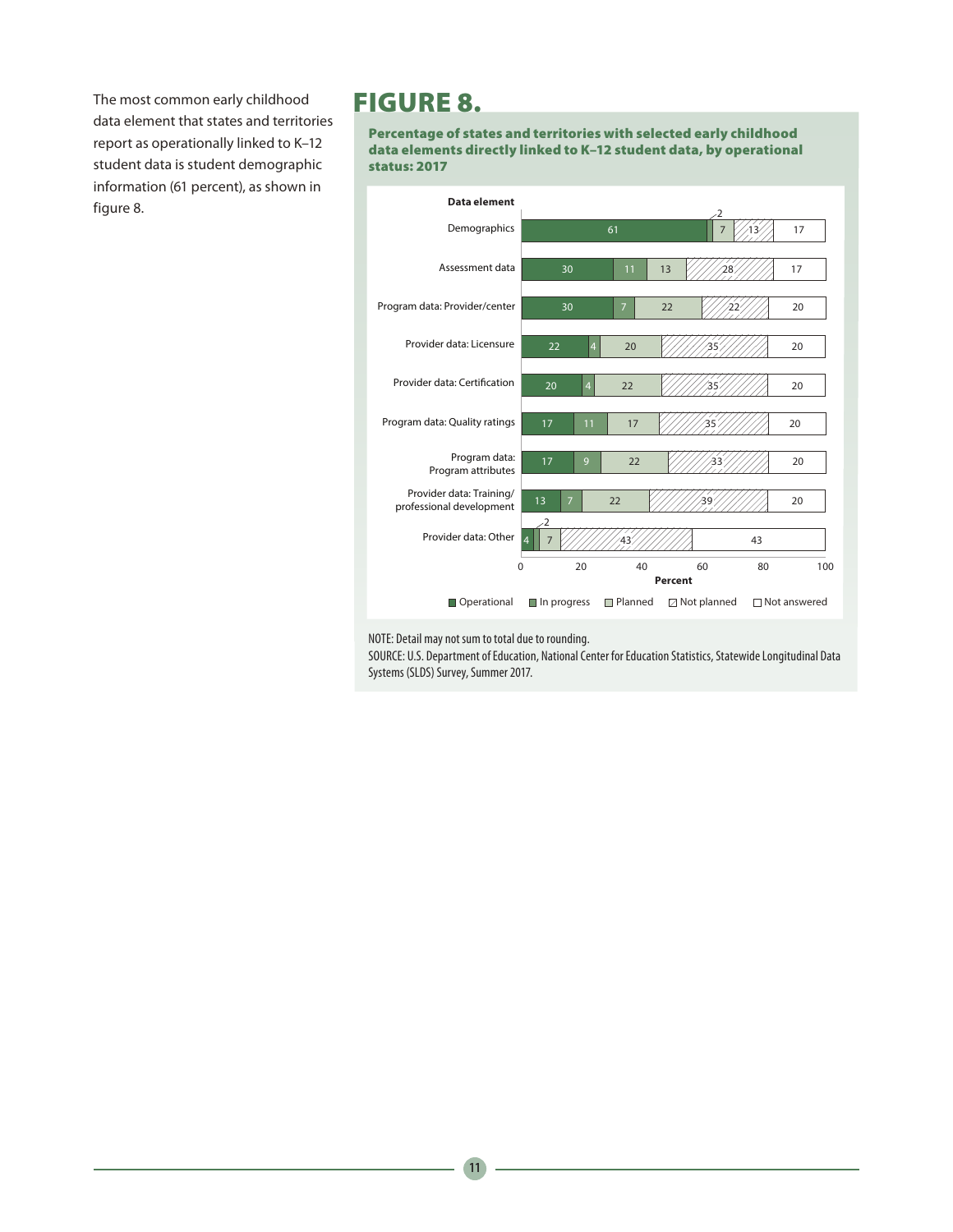The most common early childhood data element that states and territories report as operationally linked to K–12 student data is student demographic information (61 percent), as shown in figure 8.

# FIGURE 8.

**Percentage of states and territories with selected early childhood data elements directly linked to K–12 student data, by operational status: 2017**

| Data element | Operational | In progress | Planned | Not planned | Not answered |
|---|---|---|---|---|---|
| Demographics | 61 | 2 | 7 | 13 | 17 |
| Assessment data | 30 | 11 | 13 | 28 | 17 |
| Program data: Provider/center | 30 | 7 | 22 | 22 | 20 |
| Provider data: Licensure | 22 | 4 | 20 | 35 | 20 |
| Provider data: Certification | 20 | 4 | 22 | 35 | 20 |
| Program data: Quality ratings | 17 | 11 | 17 | 35 | 20 |
| Program data: Program attributes | 17 | 9 | 22 | 33 | 20 |
| Provider data: Training/ professional development | 13 | 7 | 22 | 39 | 20 |
| Provider data: Other | 4 | 2 | 7 | 43 | 43 |

NOTE: Detail may not sum to total due to rounding.
SOURCE: U.S. Department of Education, National Center for Education Statistics, Statewide Longitudinal Data Systems (SLDS) Survey, Summer 2017.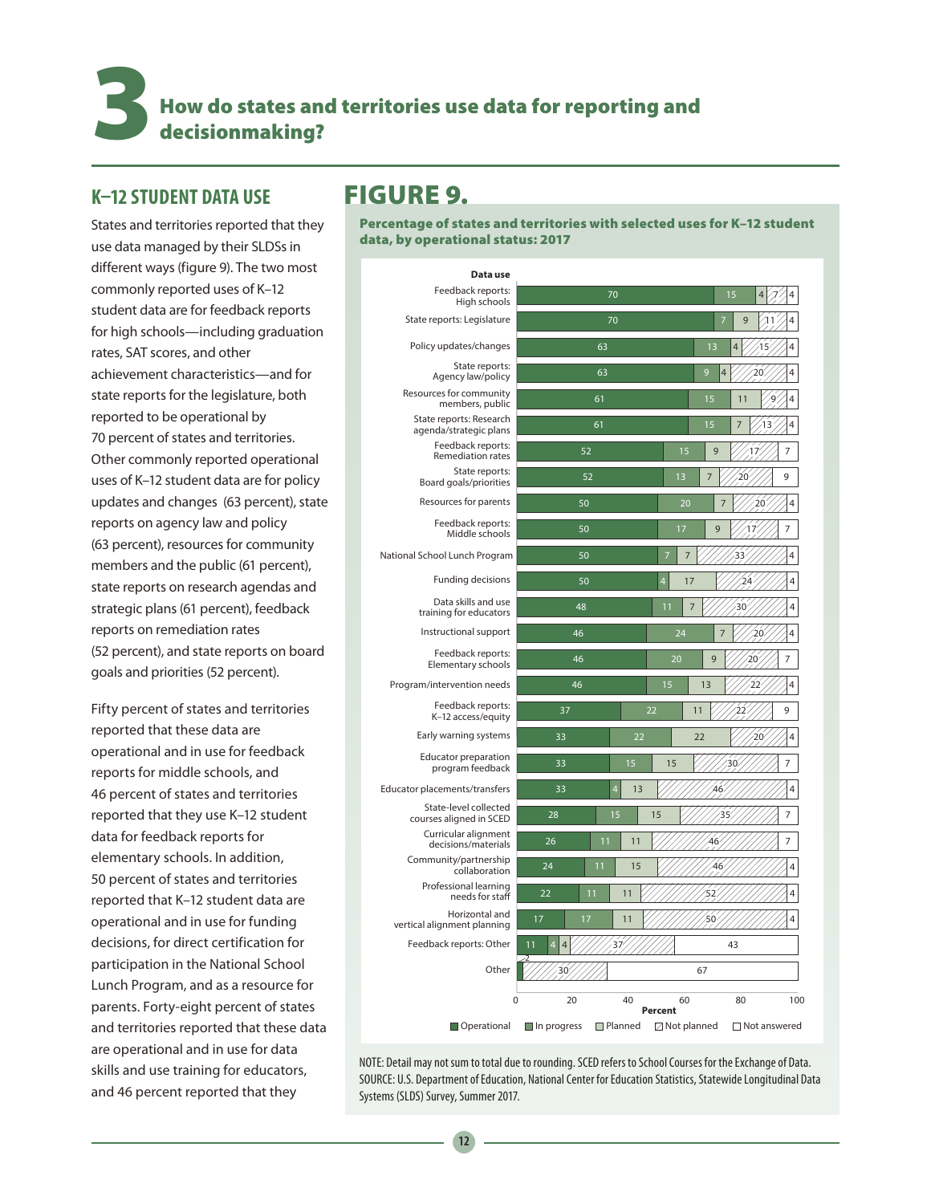# 3 How do states and territories use data for reporting and decisionmaking?

## K–12 STUDENT DATA USE

States and territories reported that they use data managed by their SLDSs in different ways (figure 9). The two most commonly reported uses of K–12 student data are for feedback reports for high schools—including graduation rates, SAT scores, and other achievement characteristics—and for state reports for the legislature, both reported to be operational by 70 percent of states and territories. Other commonly reported operational uses of K–12 student data are for policy updates and changes (63 percent), state reports on agency law and policy (63 percent), resources for community members and the public (61 percent), state reports on research agendas and strategic plans (61 percent), feedback reports on remediation rates (52 percent), and state reports on board goals and priorities (52 percent).

Fifty percent of states and territories reported that these data are operational and in use for feedback reports for middle schools, and 46 percent of states and territories reported that they use K–12 student data for feedback reports for elementary schools. In addition, 50 percent of states and territories reported that K–12 student data are operational and in use for funding decisions, for direct certification for participation in the National School Lunch Program, and as a resource for parents. Forty-eight percent of states and territories reported that these data are operational and in use for data skills and use training for educators, and 46 percent reported that they

## FIGURE 9.

**Percentage of states and territories with selected uses for K–12 student data, by operational status: 2017**

| Data use | Operational | In progress | Planned | Not planned | Not answered |
|---|---|---|---|---|---|
| Feedback reports: High schools | 70 | 15 | 4 | 7 | 4 |
| State reports: Legislature | 70 | 7 | 9 | 11 | 4 |
| Policy updates/changes | 63 | 13 | 4 | 15 | 4 |
| State reports: Agency law/policy | 63 | 9 | 4 | 20 | 4 |
| Resources for community members, public | 61 | 15 | 11 | 9 | 4 |
| State reports: Research agenda/strategic plans | 61 | 15 | 7 | 13 | 4 |
| Feedback reports: Remediation rates | 52 | 15 | 9 | 17 | 7 |
| State reports: Board goals/priorities | 52 | 13 | 7 | 20 | 9 |
| Resources for parents | 50 | 20 | 7 | 20 | 4 |
| Feedback reports: Middle schools | 50 | 17 | 9 | 17 | 7 |
| National School Lunch Program | 50 | 7 | 7 | 33 | 4 |
| Funding decisions | 50 | 4 | 17 | 24 | 4 |
| Data skills and use training for educators | 48 | 11 | 7 | 30 | 4 |
| Instructional support | 46 | 24 | 7 | 20 | 4 |
| Feedback reports: Elementary schools | 46 | 20 | 9 | 20 | 7 |
| Program/intervention needs | 46 | 15 | 13 | 22 | 4 |
| Feedback reports: K–12 access/equity | 37 | 22 | 11 | 22 | 9 |
| Early warning systems | 33 | 22 | 22 | 20 | 4 |
| Educator preparation program feedback | 33 | 15 | 15 | 30 | 7 |
| Educator placements/transfers | 33 | 4 | 13 | 46 | 4 |
| State-level collected courses aligned in SCED | 28 | 15 | 15 | 35 | 7 |
| Curricular alignment decisions/materials | 26 | 11 | 11 | 46 | 7 |
| Community/partnership collaboration | 24 | 11 | 15 | 46 | 4 |
| Professional learning needs for staff | 22 | 11 | 11 | 52 | 4 |
| Horizontal and vertical alignment planning | 17 | 17 | 11 | 50 | 4 |
| Feedback reports: Other | 11 | 4 | 4 | 37 | 43 |
| Other | 2 | | | 30 | 67 |

NOTE: Detail may not sum to total due to rounding. SCED refers to School Courses for the Exchange of Data.
SOURCE: U.S. Department of Education, National Center for Education Statistics, Statewide Longitudinal Data Systems (SLDS) Survey, Summer 2017.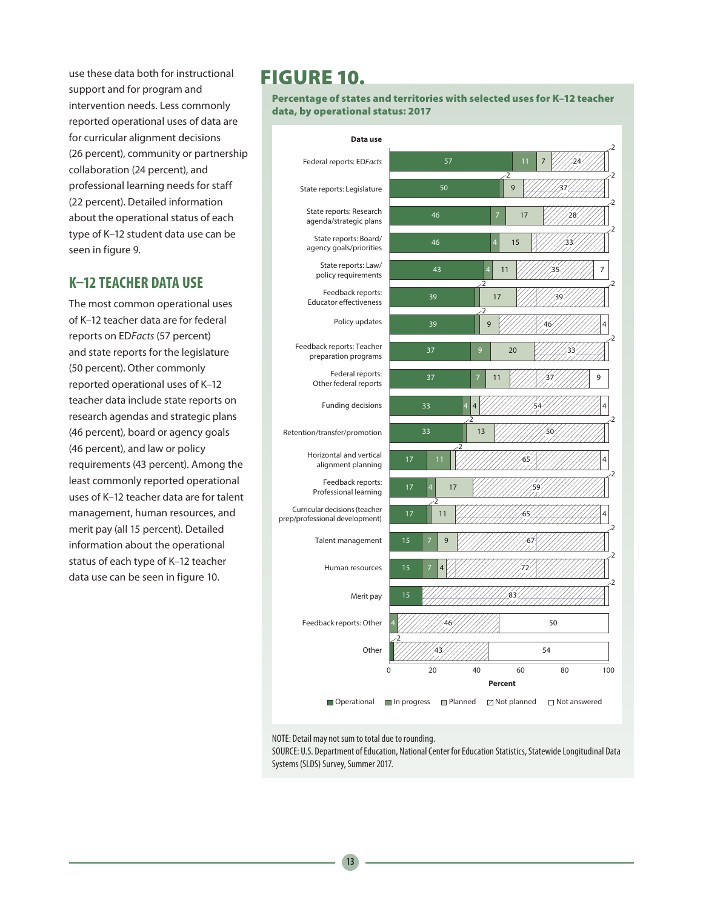use these data both for instructional support and for program and intervention needs. Less commonly reported operational uses of data are for curricular alignment decisions (26 percent), community or partnership collaboration (24 percent), and professional learning needs for staff (22 percent). Detailed information about the operational status of each type of K–12 student data use can be seen in figure 9.

## K–12 TEACHER DATA USE

The most common operational uses of K–12 teacher data are for federal reports on ED*Facts* (57 percent) and state reports for the legislature (50 percent). Other commonly reported operational uses of K–12 teacher data include state reports on research agendas and strategic plans (46 percent), board or agency goals (46 percent), and law or policy requirements (43 percent). Among the least commonly reported operational uses of K–12 teacher data are for talent management, human resources, and merit pay (all 15 percent). Detailed information about the operational status of each type of K–12 teacher data use can be seen in figure 10.

# FIGURE 10.

**Percentage of states and territories with selected uses for K–12 teacher data, by operational status: 2017**

| Data use | Operational | In progress | Planned | Not planned | Not answered |
|---|---|---|---|---|---|
| Federal reports: ED*Facts* | 57 | 11 | 7 | 24 | 2 |
| State reports: Legislature | 50 | 2 | 9 | 37 | 2 |
| State reports: Research agenda/strategic plans | 46 | 7 | 17 | 28 | 2 |
| State reports: Board/agency goals/priorities | 46 | 4 | 15 | 33 | 2 |
| State reports: Law/policy requirements | 43 | 4 | 11 | 35 | 7 |
| Feedback reports: Educator effectiveness | 39 | 2 | 17 | 39 | 2 |
| Policy updates | 39 | 2 | 9 | 46 | 4 |
| Feedback reports: Teacher preparation programs | 37 | 9 | 20 | 33 | 2 |
| Federal reports: Other federal reports | 37 | 7 | 11 | 37 | 9 |
| Funding decisions | 33 | 4 | 4 | 54 | 4 |
| Retention/transfer/promotion | 33 | 2 | 13 | 50 | 2 |
| Horizontal and vertical alignment planning | 17 | 11 | 2 | 65 | 4 |
| Feedback reports: Professional learning | 17 | 4 | 17 | 59 | 2 |
| Curricular decisions (teacher prep/professional development) | 17 | 2 | 11 | 65 | 4 |
| Talent management | 15 | 7 | 9 | 67 | 2 |
| Human resources | 15 | 7 | 4 | 72 | 2 |
| Merit pay | 15 | | | 83 | 2 |
| Feedback reports: Other | | 4 | | 46 | 50 |
| Other | 2 | | | 43 | 54 |

NOTE: Detail may not sum to total due to rounding.
SOURCE: U.S. Department of Education, National Center for Education Statistics, Statewide Longitudinal Data Systems (SLDS) Survey, Summer 2017.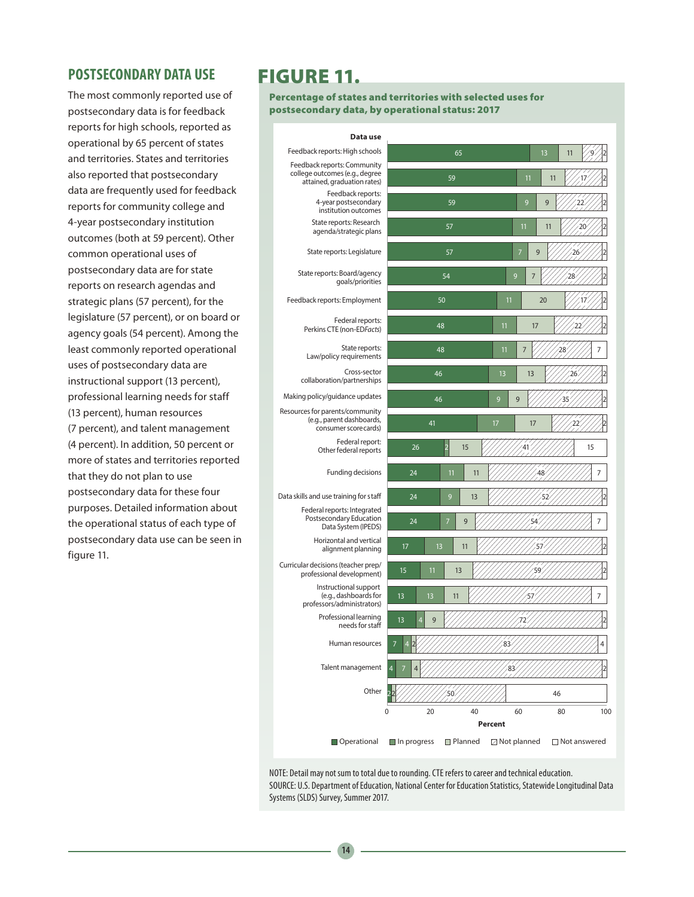## POSTSECONDARY DATA USE

The most commonly reported use of postsecondary data is for feedback reports for high schools, reported as operational by 65 percent of states and territories. States and territories also reported that postsecondary data are frequently used for feedback reports for community college and 4-year postsecondary institution outcomes (both at 59 percent). Other common operational uses of postsecondary data are for state reports on research agendas and strategic plans (57 percent), for the legislature (57 percent), or on board or agency goals (54 percent). Among the least commonly reported operational uses of postsecondary data are instructional support (13 percent), professional learning needs for staff (13 percent), human resources (7 percent), and talent management (4 percent). In addition, 50 percent or more of states and territories reported that they do not plan to use postsecondary data for these four purposes. Detailed information about the operational status of each type of postsecondary data use can be seen in figure 11.

## FIGURE 11.

**Percentage of states and territories with selected uses for postsecondary data, by operational status: 2017**

| Data use | Operational | In progress | Planned | Not planned | Not answered |
|---|---|---|---|---|---|
| Feedback reports: High schools | 65 | 13 | 11 | 9 | 2 |
| Feedback reports: Community college outcomes (e.g., degree attained, graduation rates) | 59 | 11 | 11 | 17 | 2 |
| Feedback reports: 4-year postsecondary institution outcomes | 59 | 9 | 9 | 22 | 2 |
| State reports: Research agenda/strategic plans | 57 | 11 | 11 | 20 | 2 |
| State reports: Legislature | 57 | 7 | 9 | 26 | 2 |
| State reports: Board/agency goals/priorities | 54 | 9 | 7 | 28 | 2 |
| Feedback reports: Employment | 50 | 11 | 20 | 17 | 2 |
| Federal reports: Perkins CTE (non-ED*Facts*) | 48 | 11 | 17 | 22 | 2 |
| State reports: Law/policy requirements | 48 | 11 | 7 | 28 | 7 |
| Cross-sector collaboration/partnerships | 46 | 13 | 13 | 26 | 2 |
| Making policy/guidance updates | 46 | 9 | 9 | 35 | 2 |
| Resources for parents/community (e.g., parent dashboards, consumer scorecards) | 41 | 17 | 17 | 22 | 2 |
| Federal report: Other federal reports | 26 | 2 | 15 | 41 | 15 |
| Funding decisions | 24 | 11 | 11 | 48 | 7 |
| Data skills and use training for staff | 24 | 9 | 13 | 52 | 2 |
| Federal reports: Integrated Postsecondary Education Data System (IPEDS) | 24 | 7 | 9 | 54 | 7 |
| Horizontal and vertical alignment planning | 17 | 13 | 11 | 57 | 2 |
| Curricular decisions (teacher prep/professional development) | 15 | 11 | 13 | 59 | 2 |
| Instructional support (e.g., dashboards for professors/administrators) | 13 | 13 | 11 | 57 | 7 |
| Professional learning needs for staff | 13 | 4 | 9 | 72 | 2 |
| Human resources | 7 | 4 | 2 | 83 | 4 |
| Talent management | 4 | 7 | 4 | 83 | 2 |
| Other | 2 | 2 | | 50 | 46 |

NOTE: Detail may not sum to total due to rounding. CTE refers to career and technical education.
SOURCE: U.S. Department of Education, National Center for Education Statistics, Statewide Longitudinal Data Systems (SLDS) Survey, Summer 2017.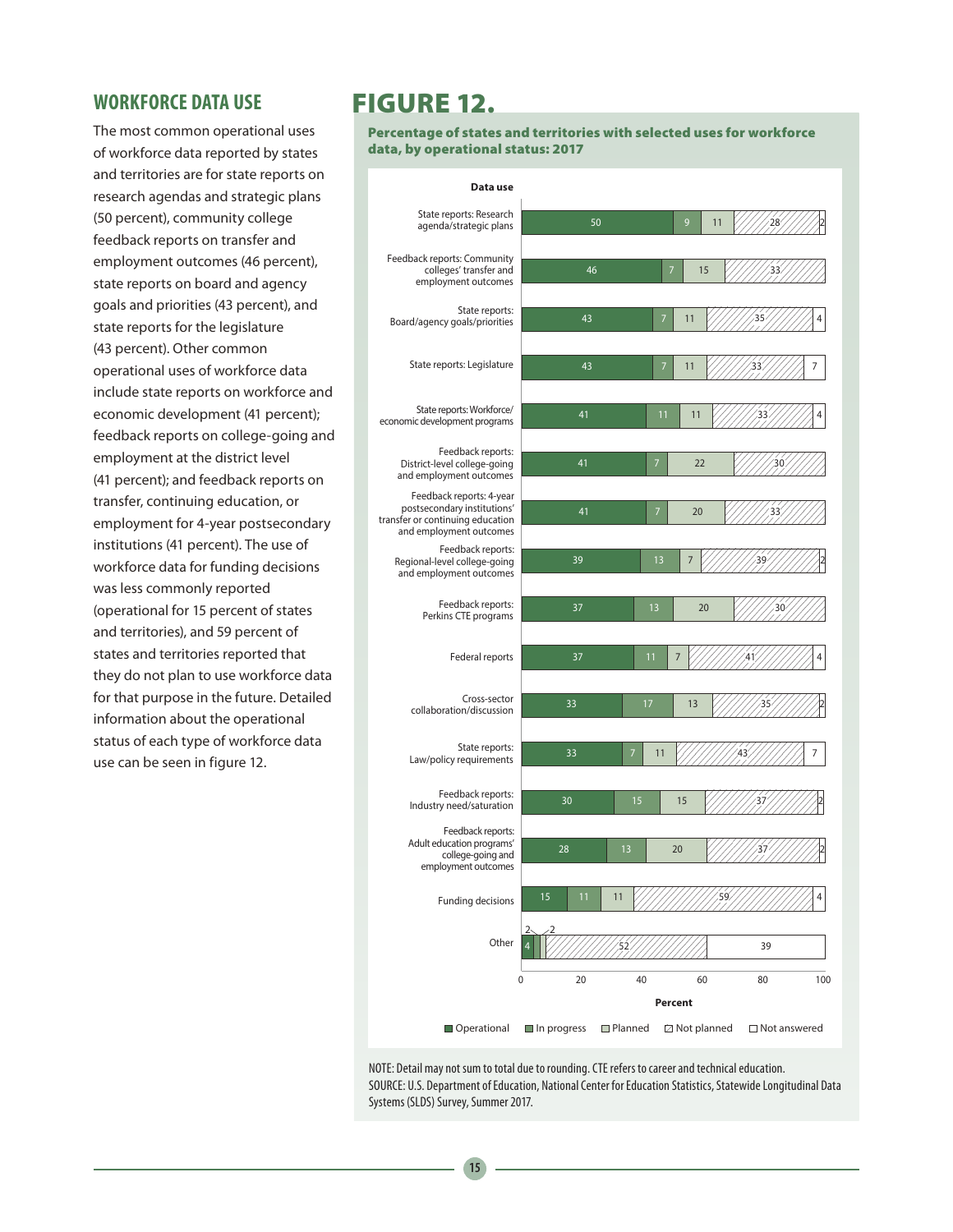## WORKFORCE DATA USE

The most common operational uses of workforce data reported by states and territories are for state reports on research agendas and strategic plans (50 percent), community college feedback reports on transfer and employment outcomes (46 percent), state reports on board and agency goals and priorities (43 percent), and state reports for the legislature (43 percent). Other common operational uses of workforce data include state reports on workforce and economic development (41 percent); feedback reports on college-going and employment at the district level (41 percent); and feedback reports on transfer, continuing education, or employment for 4-year postsecondary institutions (41 percent). The use of workforce data for funding decisions was less commonly reported (operational for 15 percent of states and territories), and 59 percent of states and territories reported that they do not plan to use workforce data for that purpose in the future. Detailed information about the operational status of each type of workforce data use can be seen in figure 12.

# FIGURE 12.

**Percentage of states and territories with selected uses for workforce data, by operational status: 2017**

| Data use | Operational | In progress | Planned | Not planned | Not answered |
|---|---|---|---|---|---|
| State reports: Research agenda/strategic plans | 50 | 9 | 11 | 28 | 2 |
| Feedback reports: Community colleges' transfer and employment outcomes | 46 | 7 | 15 | 33 | |
| State reports: Board/agency goals/priorities | 43 | 7 | 11 | 35 | 4 |
| State reports: Legislature | 43 | 7 | 11 | 33 | 7 |
| State reports: Workforce/economic development programs | 41 | 11 | 11 | 33 | 4 |
| Feedback reports: District-level college-going and employment outcomes | 41 | 7 | 22 | 30 | |
| Feedback reports: 4-year postsecondary institutions' transfer or continuing education and employment outcomes | 41 | 7 | 20 | 33 | |
| Feedback reports: Regional-level college-going and employment outcomes | 39 | 13 | 7 | 39 | 2 |
| Feedback reports: Perkins CTE programs | 37 | 13 | 20 | 30 | |
| Federal reports | 37 | 11 | 7 | 41 | 4 |
| Cross-sector collaboration/discussion | 33 | 17 | 13 | 35 | 2 |
| State reports: Law/policy requirements | 33 | 7 | 11 | 43 | 7 |
| Feedback reports: Industry need/saturation | 30 | 15 | 15 | 37 | 2 |
| Feedback reports: Adult education programs' college-going and employment outcomes | 28 | 13 | 20 | 37 | 2 |
| Funding decisions | 15 | 11 | 11 | 59 | 4 |
| Other | 4 | 2 | 2 | 52 | 39 |

NOTE: Detail may not sum to total due to rounding. CTE refers to career and technical education.
SOURCE: U.S. Department of Education, National Center for Education Statistics, Statewide Longitudinal Data Systems (SLDS) Survey, Summer 2017.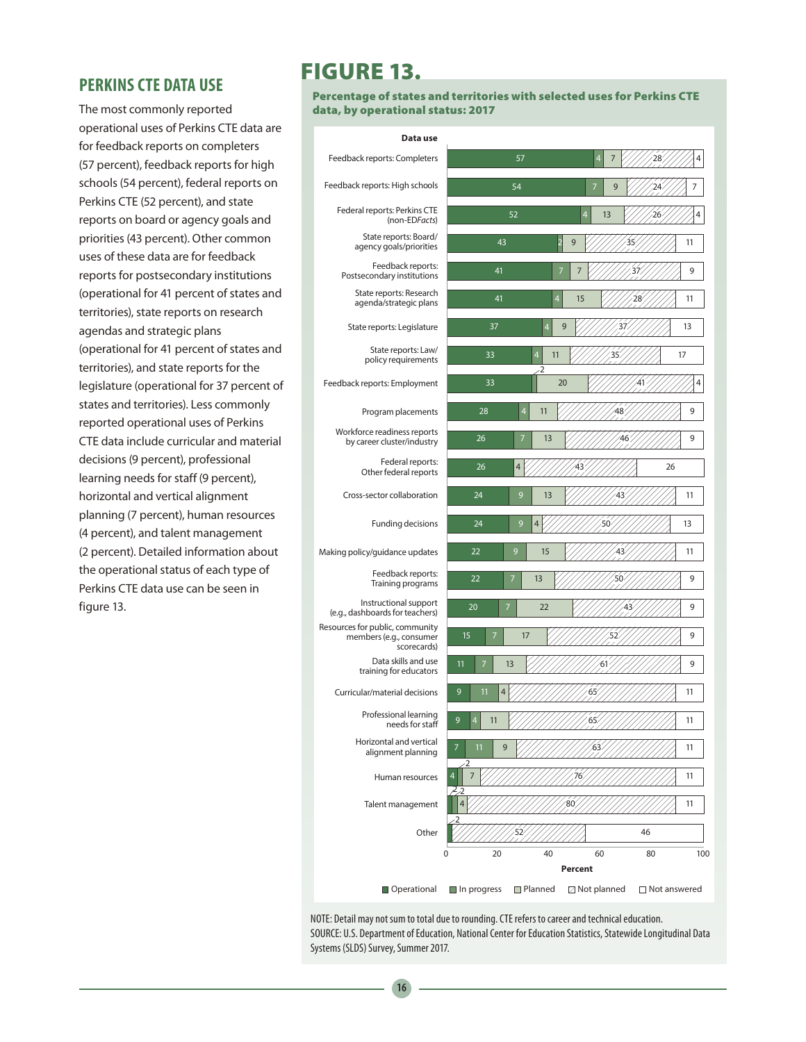## PERKINS CTE DATA USE

The most commonly reported operational uses of Perkins CTE data are for feedback reports on completers (57 percent), feedback reports for high schools (54 percent), federal reports on Perkins CTE (52 percent), and state reports on board or agency goals and priorities (43 percent). Other common uses of these data are for feedback reports for postsecondary institutions (operational for 41 percent of states and territories), state reports on research agendas and strategic plans (operational for 41 percent of states and territories), and state reports for the legislature (operational for 37 percent of states and territories). Less commonly reported operational uses of Perkins CTE data include curricular and material decisions (9 percent), professional learning needs for staff (9 percent), horizontal and vertical alignment planning (7 percent), human resources (4 percent), and talent management (2 percent). Detailed information about the operational status of each type of Perkins CTE data use can be seen in figure 13.

# FIGURE 13.

**Percentage of states and territories with selected uses for Perkins CTE data, by operational status: 2017**

| Data use | Operational | In progress | Planned | Not planned | Not answered |
|---|---|---|---|---|---|
| Feedback reports: Completers | 57 | 4 | 7 | 28 | 4 |
| Feedback reports: High schools | 54 | 7 | 9 | 24 | 7 |
| Federal reports: Perkins CTE (non-EDFacts) | 52 | 4 | 13 | 26 | 4 |
| State reports: Board/agency goals/priorities | 43 | 2 | 9 | 35 | 11 |
| Feedback reports: Postsecondary institutions | 41 | 7 | 7 | 37 | 9 |
| State reports: Research agenda/strategic plans | 41 | 4 | 15 | 28 | 11 |
| State reports: Legislature | 37 | 4 | 9 | 37 | 13 |
| State reports: Law/policy requirements | 33 | 4 | 11 | 35 | 17 |
| Feedback reports: Employment | 33 | 2 | 20 | 41 | 4 |
| Program placements | 28 | 4 | 11 | 48 | 9 |
| Workforce readiness reports by career cluster/industry | 26 | 7 | 13 | 46 | 9 |
| Federal reports: Other federal reports | 26 | 4 | | 43 | 26 |
| Cross-sector collaboration | 24 | 9 | 13 | 43 | 11 |
| Funding decisions | 24 | 9 | 4 | 50 | 13 |
| Making policy/guidance updates | 22 | 9 | 15 | 43 | 11 |
| Feedback reports: Training programs | 22 | 7 | 13 | 50 | 9 |
| Instructional support (e.g., dashboards for teachers) | 20 | 7 | 22 | 43 | 9 |
| Resources for public, community members (e.g., consumer scorecards) | 15 | 7 | 17 | 52 | 9 |
| Data skills and use training for educators | 11 | 7 | 13 | 61 | 9 |
| Curricular/material decisions | 9 | 11 | 4 | 65 | 11 |
| Professional learning needs for staff | 9 | 4 | 11 | 65 | 11 |
| Horizontal and vertical alignment planning | 7 | 11 | 9 | 63 | 11 |
| Human resources | 4 | 2 | 7 | 76 | 11 |
| Talent management | 2 | 2 | 4 | 80 | 11 |
| Other | 2 | | | 52 | 46 |

NOTE: Detail may not sum to total due to rounding. CTE refers to career and technical education.
SOURCE: U.S. Department of Education, National Center for Education Statistics, Statewide Longitudinal Data Systems (SLDS) Survey, Summer 2017.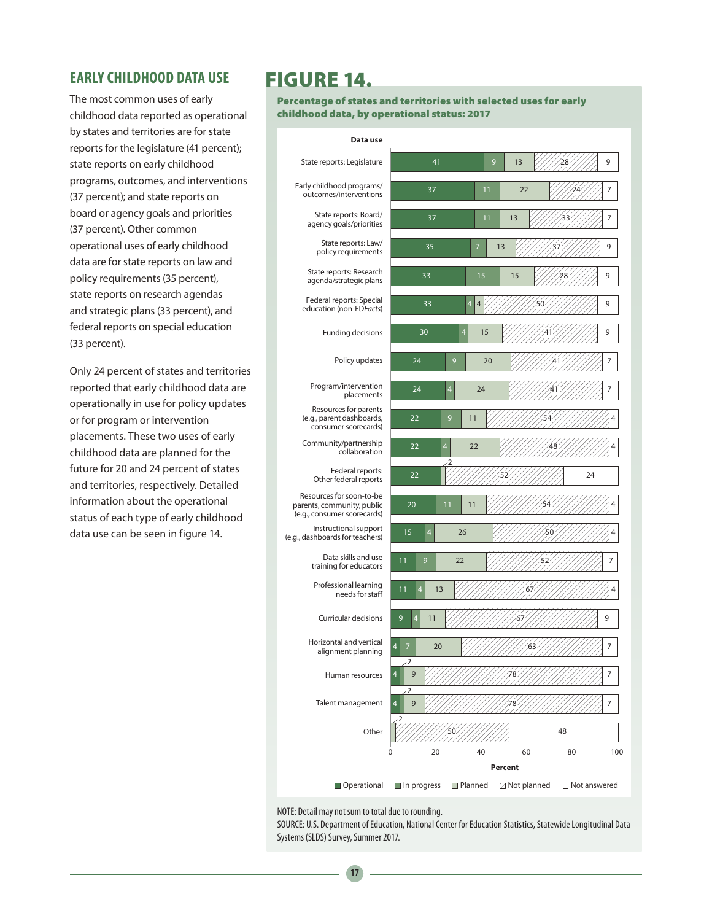## EARLY CHILDHOOD DATA USE

The most common uses of early childhood data reported as operational by states and territories are for state reports for the legislature (41 percent); state reports on early childhood programs, outcomes, and interventions (37 percent); and state reports on board or agency goals and priorities (37 percent). Other common operational uses of early childhood data are for state reports on law and policy requirements (35 percent), state reports on research agendas and strategic plans (33 percent), and federal reports on special education (33 percent).

Only 24 percent of states and territories reported that early childhood data are operationally in use for policy updates or for program or intervention placements. These two uses of early childhood data are planned for the future for 20 and 24 percent of states and territories, respectively. Detailed information about the operational status of each type of early childhood data use can be seen in figure 14.

# FIGURE 14.

**Percentage of states and territories with selected uses for early childhood data, by operational status: 2017**

| Data use | Operational | In progress | Planned | Not planned | Not answered |
|---|---|---|---|---|---|
| State reports: Legislature | 41 | 9 | 13 | 28 | 9 |
| Early childhood programs/outcomes/interventions | 37 | 11 | 22 | 24 | 7 |
| State reports: Board/agency goals/priorities | 37 | 11 | 13 | 33 | 7 |
| State reports: Law/policy requirements | 35 | 7 | 13 | 37 | 9 |
| State reports: Research agenda/strategic plans | 33 | 15 | 15 | 28 | 9 |
| Federal reports: Special education (non-ED*Facts*) | 33 | 4 | 4 | 50 | 9 |
| Funding decisions | 30 | 4 | 15 | 41 | 9 |
| Policy updates | 24 | 9 | 20 | 41 | 7 |
| Program/intervention placements | 24 | 4 | 24 | 41 | 7 |
| Resources for parents (e.g., parent dashboards, consumer scorecards) | 22 | 9 | 11 | 54 | 4 |
| Community/partnership collaboration | 22 | 4 | 22 | 48 | 4 |
| Federal reports: Other federal reports | 22 | 2 | | 52 | 24 |
| Resources for soon-to-be parents, community, public (e.g., consumer scorecards) | 20 | 11 | 11 | 54 | 4 |
| Instructional support (e.g., dashboards for teachers) | 15 | 4 | 26 | 50 | 4 |
| Data skills and use training for educators | 11 | 9 | 22 | 52 | 7 |
| Professional learning needs for staff | 11 | 4 | 13 | 67 | 4 |
| Curricular decisions | 9 | 4 | 11 | 67 | 9 |
| Horizontal and vertical alignment planning | 4 | 7 | 20 | 63 | 7 |
| Human resources | 4 | 2 | 9 | 78 | 7 |
| Talent management | 4 | 2 | 9 | 78 | 7 |
| Other | | | 2 | 50 | 48 |

NOTE: Detail may not sum to total due to rounding.
SOURCE: U.S. Department of Education, National Center for Education Statistics, Statewide Longitudinal Data Systems (SLDS) Survey, Summer 2017.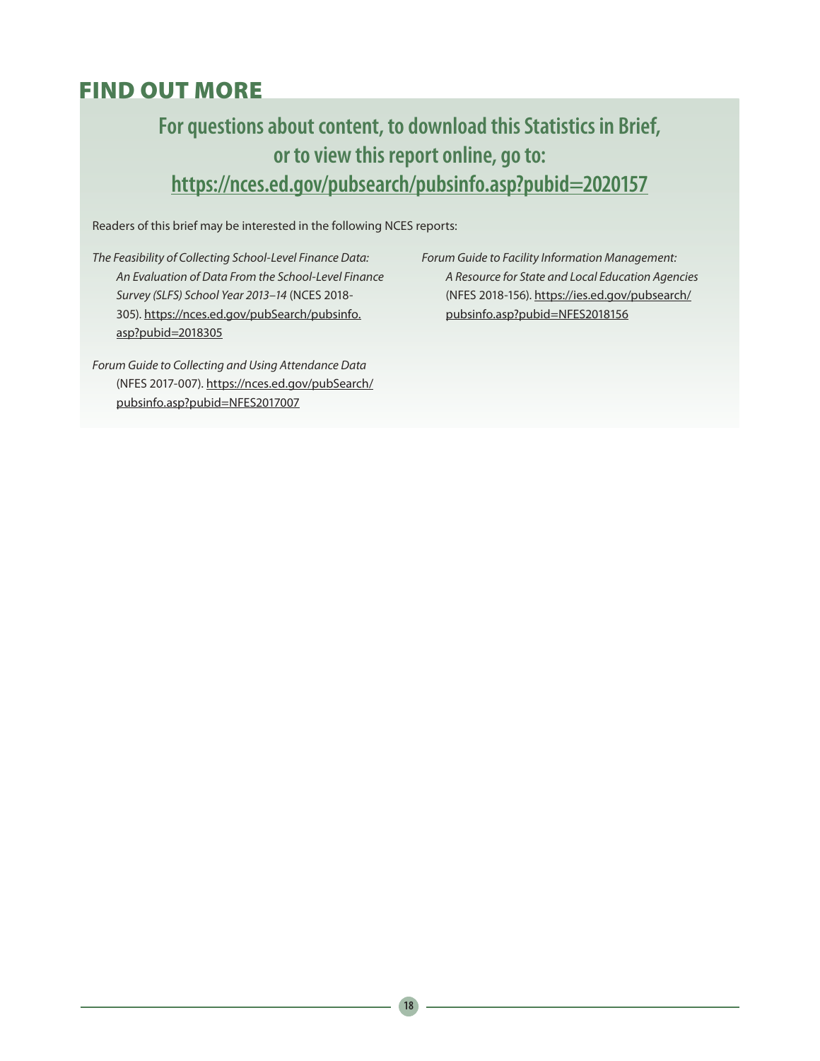# FIND OUT MORE

**For questions about content, to download this Statistics in Brief, or to view this report online, go to: https://nces.ed.gov/pubsearch/pubsinfo.asp?pubid=2020157**

Readers of this brief may be interested in the following NCES reports:

*The Feasibility of Collecting School-Level Finance Data: An Evaluation of Data From the School-Level Finance Survey (SLFS) School Year 2013–14* (NCES 2018-305). https://nces.ed.gov/pubSearch/pubsinfo.asp?pubid=2018305

*Forum Guide to Collecting and Using Attendance Data* (NFES 2017-007). https://nces.ed.gov/pubSearch/pubsinfo.asp?pubid=NFES2017007

*Forum Guide to Facility Information Management: A Resource for State and Local Education Agencies* (NFES 2018-156). https://ies.ed.gov/pubsearch/pubsinfo.asp?pubid=NFES2018156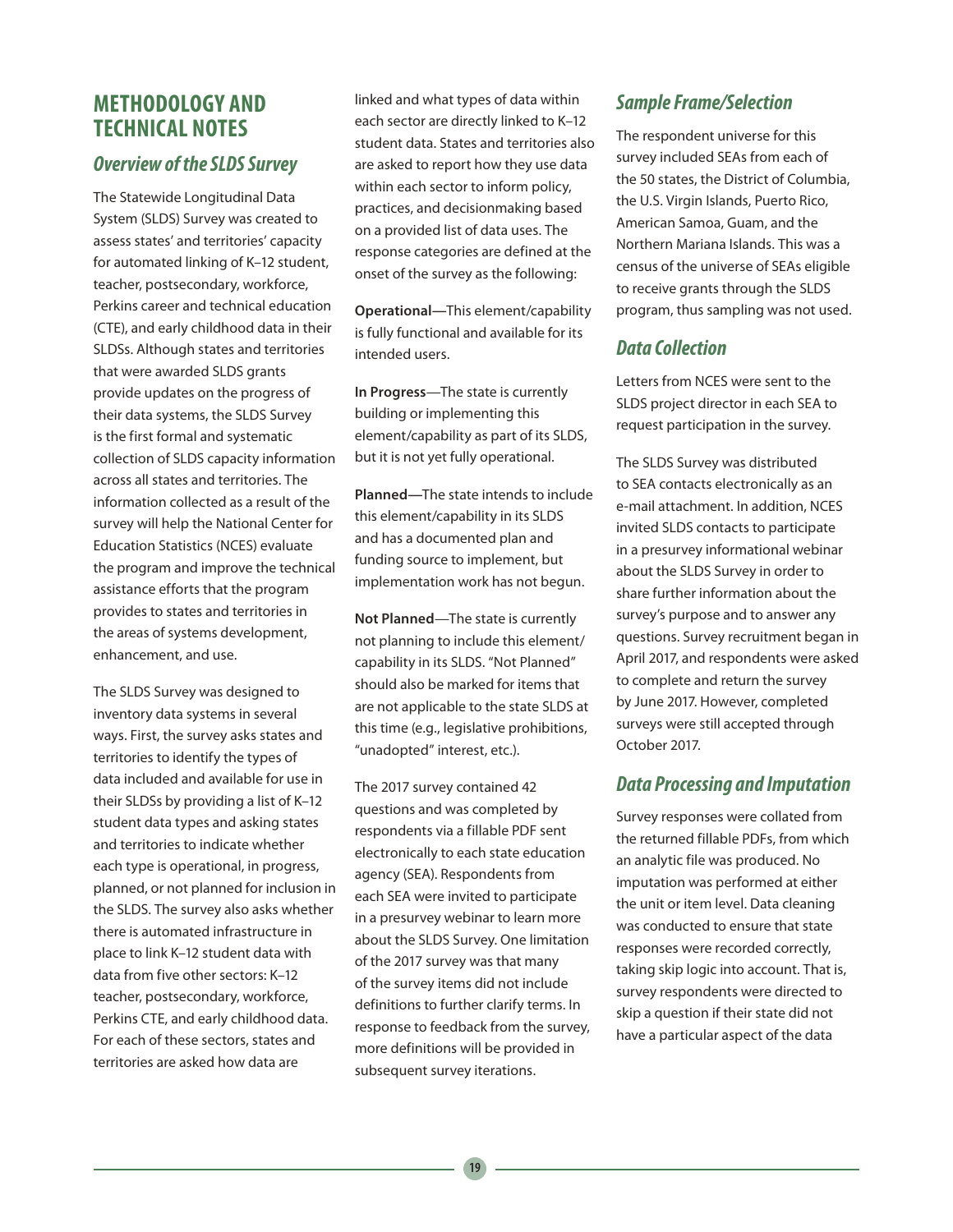# METHODOLOGY AND TECHNICAL NOTES

## *Overview of the SLDS Survey*

The Statewide Longitudinal Data System (SLDS) Survey was created to assess states' and territories' capacity for automated linking of K–12 student, teacher, postsecondary, workforce, Perkins career and technical education (CTE), and early childhood data in their SLDSs. Although states and territories that were awarded SLDS grants provide updates on the progress of their data systems, the SLDS Survey is the first formal and systematic collection of SLDS capacity information across all states and territories. The information collected as a result of the survey will help the National Center for Education Statistics (NCES) evaluate the program and improve the technical assistance efforts that the program provides to states and territories in the areas of systems development, enhancement, and use.

The SLDS Survey was designed to inventory data systems in several ways. First, the survey asks states and territories to identify the types of data included and available for use in their SLDSs by providing a list of K–12 student data types and asking states and territories to indicate whether each type is operational, in progress, planned, or not planned for inclusion in the SLDS. The survey also asks whether there is automated infrastructure in place to link K–12 student data with data from five other sectors: K–12 teacher, postsecondary, workforce, Perkins CTE, and early childhood data. For each of these sectors, states and territories are asked how data are linked and what types of data within each sector are directly linked to K–12 student data. States and territories also are asked to report how they use data within each sector to inform policy, practices, and decisionmaking based on a provided list of data uses. The response categories are defined at the onset of the survey as the following:

**Operational**—This element/capability is fully functional and available for its intended users.

**In Progress**—The state is currently building or implementing this element/capability as part of its SLDS, but it is not yet fully operational.

**Planned**—The state intends to include this element/capability in its SLDS and has a documented plan and funding source to implement, but implementation work has not begun.

**Not Planned**—The state is currently not planning to include this element/capability in its SLDS. "Not Planned" should also be marked for items that are not applicable to the state SLDS at this time (e.g., legislative prohibitions, "unadopted" interest, etc.).

The 2017 survey contained 42 questions and was completed by respondents via a fillable PDF sent electronically to each state education agency (SEA). Respondents from each SEA were invited to participate in a presurvey webinar to learn more about the SLDS Survey. One limitation of the 2017 survey was that many of the survey items did not include definitions to further clarify terms. In response to feedback from the survey, more definitions will be provided in subsequent survey iterations.

## *Sample Frame/Selection*

The respondent universe for this survey included SEAs from each of the 50 states, the District of Columbia, the U.S. Virgin Islands, Puerto Rico, American Samoa, Guam, and the Northern Mariana Islands. This was a census of the universe of SEAs eligible to receive grants through the SLDS program, thus sampling was not used.

## *Data Collection*

Letters from NCES were sent to the SLDS project director in each SEA to request participation in the survey.

The SLDS Survey was distributed to SEA contacts electronically as an e-mail attachment. In addition, NCES invited SLDS contacts to participate in a presurvey informational webinar about the SLDS Survey in order to share further information about the survey's purpose and to answer any questions. Survey recruitment began in April 2017, and respondents were asked to complete and return the survey by June 2017. However, completed surveys were still accepted through October 2017.

## *Data Processing and Imputation*

Survey responses were collated from the returned fillable PDFs, from which an analytic file was produced. No imputation was performed at either the unit or item level. Data cleaning was conducted to ensure that state responses were recorded correctly, taking skip logic into account. That is, survey respondents were directed to skip a question if their state did not have a particular aspect of the data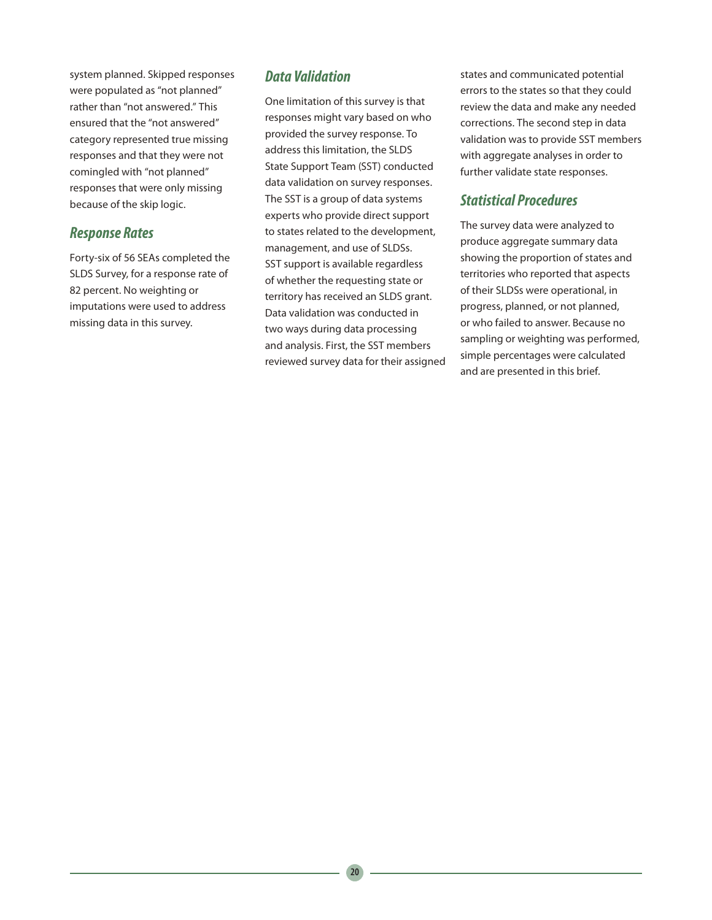system planned. Skipped responses were populated as "not planned" rather than "not answered." This ensured that the "not answered" category represented true missing responses and that they were not comingled with "not planned" responses that were only missing because of the skip logic.

### *Response Rates*

Forty-six of 56 SEAs completed the SLDS Survey, for a response rate of 82 percent. No weighting or imputations were used to address missing data in this survey.

### *Data Validation*

One limitation of this survey is that responses might vary based on who provided the survey response. To address this limitation, the SLDS State Support Team (SST) conducted data validation on survey responses. The SST is a group of data systems experts who provide direct support to states related to the development, management, and use of SLDSs. SST support is available regardless of whether the requesting state or territory has received an SLDS grant. Data validation was conducted in two ways during data processing and analysis. First, the SST members reviewed survey data for their assigned states and communicated potential errors to the states so that they could review the data and make any needed corrections. The second step in data validation was to provide SST members with aggregate analyses in order to further validate state responses.

### *Statistical Procedures*

The survey data were analyzed to produce aggregate summary data showing the proportion of states and territories who reported that aspects of their SLDSs were operational, in progress, planned, or not planned, or who failed to answer. Because no sampling or weighting was performed, simple percentages were calculated and are presented in this brief.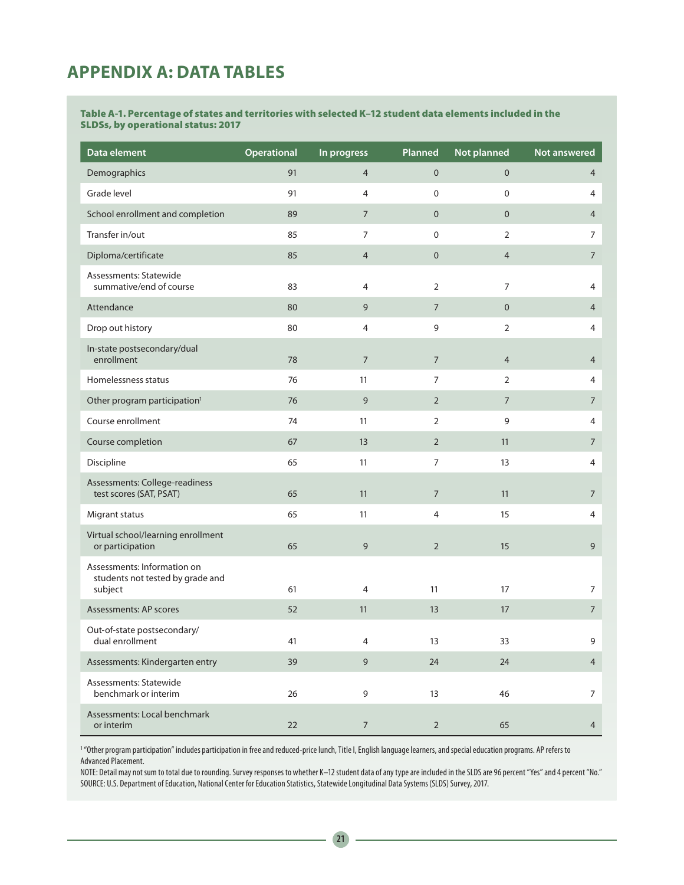# APPENDIX A: DATA TABLES

**Table A-1. Percentage of states and territories with selected K–12 student data elements included in the SLDSs, by operational status: 2017**

| Data element | Operational | In progress | Planned | Not planned | Not answered |
|---|---|---|---|---|---|
| Demographics | 91 | 4 | 0 | 0 | 4 |
| Grade level | 91 | 4 | 0 | 0 | 4 |
| School enrollment and completion | 89 | 7 | 0 | 0 | 4 |
| Transfer in/out | 85 | 7 | 0 | 2 | 7 |
| Diploma/certificate | 85 | 4 | 0 | 4 | 7 |
| Assessments: Statewide summative/end of course | 83 | 4 | 2 | 7 | 4 |
| Attendance | 80 | 9 | 7 | 0 | 4 |
| Drop out history | 80 | 4 | 9 | 2 | 4 |
| In-state postsecondary/dual enrollment | 78 | 7 | 7 | 4 | 4 |
| Homelessness status | 76 | 11 | 7 | 2 | 4 |
| Other program participation[1] | 76 | 9 | 2 | 7 | 7 |
| Course enrollment | 74 | 11 | 2 | 9 | 4 |
| Course completion | 67 | 13 | 2 | 11 | 7 |
| Discipline | 65 | 11 | 7 | 13 | 4 |
| Assessments: College-readiness test scores (SAT, PSAT) | 65 | 11 | 7 | 11 | 7 |
| Migrant status | 65 | 11 | 4 | 15 | 4 |
| Virtual school/learning enrollment or participation | 65 | 9 | 2 | 15 | 9 |
| Assessments: Information on students not tested by grade and subject | 61 | 4 | 11 | 17 | 7 |
| Assessments: AP scores | 52 | 11 | 13 | 17 | 7 |
| Out-of-state postsecondary/ dual enrollment | 41 | 4 | 13 | 33 | 9 |
| Assessments: Kindergarten entry | 39 | 9 | 24 | 24 | 4 |
| Assessments: Statewide benchmark or interim | 26 | 9 | 13 | 46 | 7 |
| Assessments: Local benchmark or interim | 22 | 7 | 2 | 65 | 4 |

[1] "Other program participation" includes participation in free and reduced-price lunch, Title I, English language learners, and special education programs. AP refers to Advanced Placement.

NOTE: Detail may not sum to total due to rounding. Survey responses to whether K–12 student data of any type are included in the SLDS are 96 percent "Yes" and 4 percent "No."

SOURCE: U.S. Department of Education, National Center for Education Statistics, Statewide Longitudinal Data Systems (SLDS) Survey, 2017.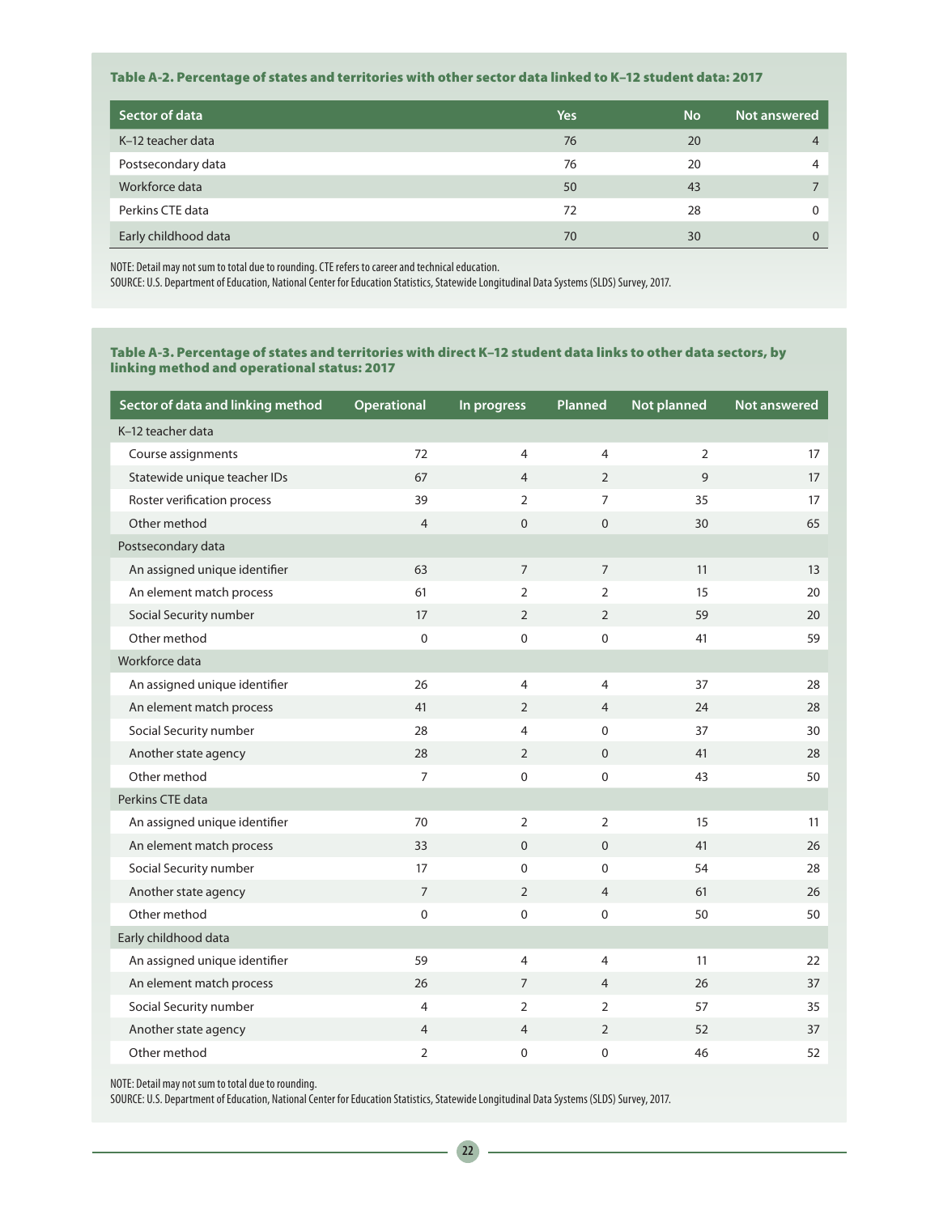**Table A-2. Percentage of states and territories with other sector data linked to K–12 student data: 2017**

| Sector of data | Yes | No | Not answered |
|---|---|---|---|
| K–12 teacher data | 76 | 20 | 4 |
| Postsecondary data | 76 | 20 | 4 |
| Workforce data | 50 | 43 | 7 |
| Perkins CTE data | 72 | 28 | 0 |
| Early childhood data | 70 | 30 | 0 |

NOTE: Detail may not sum to total due to rounding. CTE refers to career and technical education.
SOURCE: U.S. Department of Education, National Center for Education Statistics, Statewide Longitudinal Data Systems (SLDS) Survey, 2017.

**Table A-3. Percentage of states and territories with direct K–12 student data links to other data sectors, by linking method and operational status: 2017**

| Sector of data and linking method | Operational | In progress | Planned | Not planned | Not answered |
|---|---|---|---|---|---|
| K–12 teacher data | | | | | |
| Course assignments | 72 | 4 | 4 | 2 | 17 |
| Statewide unique teacher IDs | 67 | 4 | 2 | 9 | 17 |
| Roster verification process | 39 | 2 | 7 | 35 | 17 |
| Other method | 4 | 0 | 0 | 30 | 65 |
| Postsecondary data | | | | | |
| An assigned unique identifier | 63 | 7 | 7 | 11 | 13 |
| An element match process | 61 | 2 | 2 | 15 | 20 |
| Social Security number | 17 | 2 | 2 | 59 | 20 |
| Other method | 0 | 0 | 0 | 41 | 59 |
| Workforce data | | | | | |
| An assigned unique identifier | 26 | 4 | 4 | 37 | 28 |
| An element match process | 41 | 2 | 4 | 24 | 28 |
| Social Security number | 28 | 4 | 0 | 37 | 30 |
| Another state agency | 28 | 2 | 0 | 41 | 28 |
| Other method | 7 | 0 | 0 | 43 | 50 |
| Perkins CTE data | | | | | |
| An assigned unique identifier | 70 | 2 | 2 | 15 | 11 |
| An element match process | 33 | 0 | 0 | 41 | 26 |
| Social Security number | 17 | 0 | 0 | 54 | 28 |
| Another state agency | 7 | 2 | 4 | 61 | 26 |
| Other method | 0 | 0 | 0 | 50 | 50 |
| Early childhood data | | | | | |
| An assigned unique identifier | 59 | 4 | 4 | 11 | 22 |
| An element match process | 26 | 7 | 4 | 26 | 37 |
| Social Security number | 4 | 2 | 2 | 57 | 35 |
| Another state agency | 4 | 4 | 2 | 52 | 37 |
| Other method | 2 | 0 | 0 | 46 | 52 |

NOTE: Detail may not sum to total due to rounding.
SOURCE: U.S. Department of Education, National Center for Education Statistics, Statewide Longitudinal Data Systems (SLDS) Survey, 2017.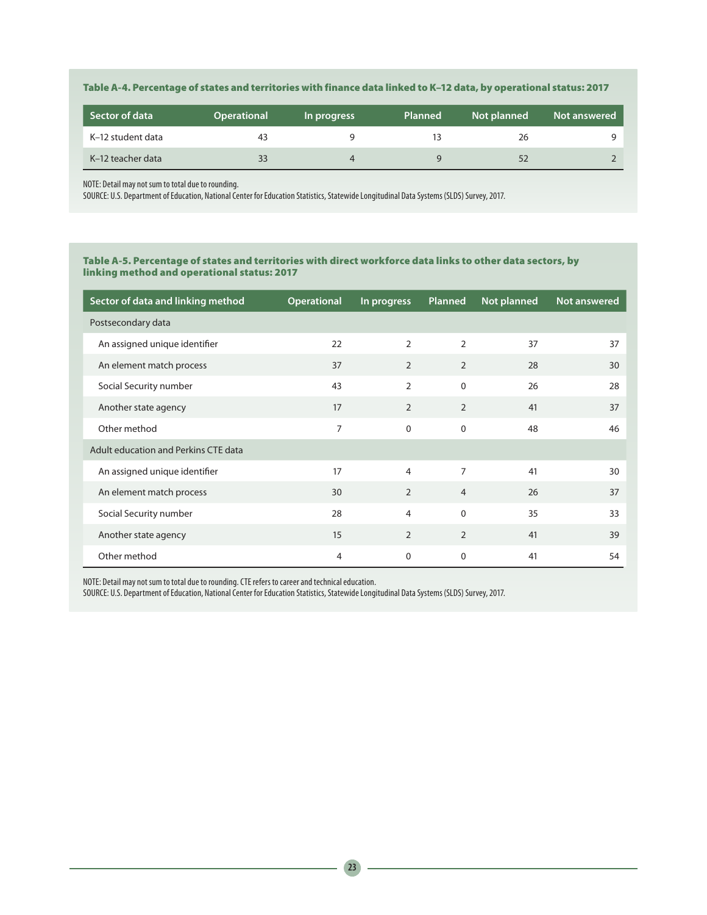**Table A-4. Percentage of states and territories with finance data linked to K–12 data, by operational status: 2017**

| Sector of data | Operational | In progress | Planned | Not planned | Not answered |
|---|---|---|---|---|---|
| K–12 student data | 43 | 9 | 13 | 26 | 9 |
| K–12 teacher data | 33 | 4 | 9 | 52 | 2 |

NOTE: Detail may not sum to total due to rounding.
SOURCE: U.S. Department of Education, National Center for Education Statistics, Statewide Longitudinal Data Systems (SLDS) Survey, 2017.

**Table A-5. Percentage of states and territories with direct workforce data links to other data sectors, by linking method and operational status: 2017**

| Sector of data and linking method | Operational | In progress | Planned | Not planned | Not answered |
|---|---|---|---|---|---|
| Postsecondary data | | | | | |
| An assigned unique identifier | 22 | 2 | 2 | 37 | 37 |
| An element match process | 37 | 2 | 2 | 28 | 30 |
| Social Security number | 43 | 2 | 0 | 26 | 28 |
| Another state agency | 17 | 2 | 2 | 41 | 37 |
| Other method | 7 | 0 | 0 | 48 | 46 |
| Adult education and Perkins CTE data | | | | | |
| An assigned unique identifier | 17 | 4 | 7 | 41 | 30 |
| An element match process | 30 | 2 | 4 | 26 | 37 |
| Social Security number | 28 | 4 | 0 | 35 | 33 |
| Another state agency | 15 | 2 | 2 | 41 | 39 |
| Other method | 4 | 0 | 0 | 41 | 54 |

NOTE: Detail may not sum to total due to rounding. CTE refers to career and technical education.
SOURCE: U.S. Department of Education, National Center for Education Statistics, Statewide Longitudinal Data Systems (SLDS) Survey, 2017.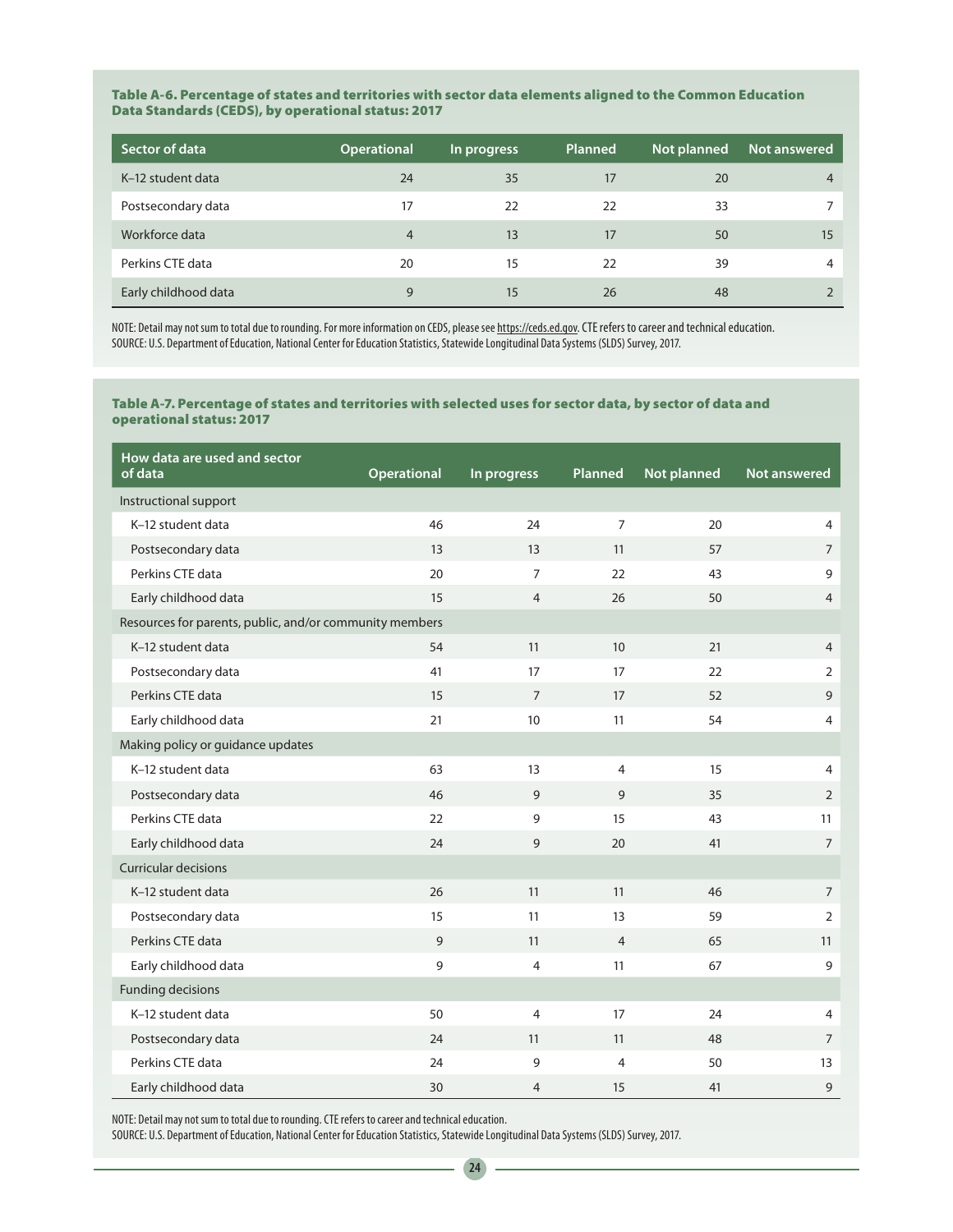### Table A-6. Percentage of states and territories with sector data elements aligned to the Common Education Data Standards (CEDS), by operational status: 2017

| Sector of data | Operational | In progress | Planned | Not planned | Not answered |
|---|---|---|---|---|---|
| K–12 student data | 24 | 35 | 17 | 20 | 4 |
| Postsecondary data | 17 | 22 | 22 | 33 | 7 |
| Workforce data | 4 | 13 | 17 | 50 | 15 |
| Perkins CTE data | 20 | 15 | 22 | 39 | 4 |
| Early childhood data | 9 | 15 | 26 | 48 | 2 |

NOTE: Detail may not sum to total due to rounding. For more information on CEDS, please see https://ceds.ed.gov. CTE refers to career and technical education.
SOURCE: U.S. Department of Education, National Center for Education Statistics, Statewide Longitudinal Data Systems (SLDS) Survey, 2017.

### Table A-7. Percentage of states and territories with selected uses for sector data, by sector of data and operational status: 2017

| How data are used and sector of data | Operational | In progress | Planned | Not planned | Not answered |
|---|---|---|---|---|---|
| Instructional support | | | | | |
| K–12 student data | 46 | 24 | 7 | 20 | 4 |
| Postsecondary data | 13 | 13 | 11 | 57 | 7 |
| Perkins CTE data | 20 | 7 | 22 | 43 | 9 |
| Early childhood data | 15 | 4 | 26 | 50 | 4 |
| Resources for parents, public, and/or community members | | | | | |
| K–12 student data | 54 | 11 | 10 | 21 | 4 |
| Postsecondary data | 41 | 17 | 17 | 22 | 2 |
| Perkins CTE data | 15 | 7 | 17 | 52 | 9 |
| Early childhood data | 21 | 10 | 11 | 54 | 4 |
| Making policy or guidance updates | | | | | |
| K–12 student data | 63 | 13 | 4 | 15 | 4 |
| Postsecondary data | 46 | 9 | 9 | 35 | 2 |
| Perkins CTE data | 22 | 9 | 15 | 43 | 11 |
| Early childhood data | 24 | 9 | 20 | 41 | 7 |
| Curricular decisions | | | | | |
| K–12 student data | 26 | 11 | 11 | 46 | 7 |
| Postsecondary data | 15 | 11 | 13 | 59 | 2 |
| Perkins CTE data | 9 | 11 | 4 | 65 | 11 |
| Early childhood data | 9 | 4 | 11 | 67 | 9 |
| Funding decisions | | | | | |
| K–12 student data | 50 | 4 | 17 | 24 | 4 |
| Postsecondary data | 24 | 11 | 11 | 48 | 7 |
| Perkins CTE data | 24 | 9 | 4 | 50 | 13 |
| Early childhood data | 30 | 4 | 15 | 41 | 9 |

NOTE: Detail may not sum to total due to rounding. CTE refers to career and technical education.
SOURCE: U.S. Department of Education, National Center for Education Statistics, Statewide Longitudinal Data Systems (SLDS) Survey, 2017.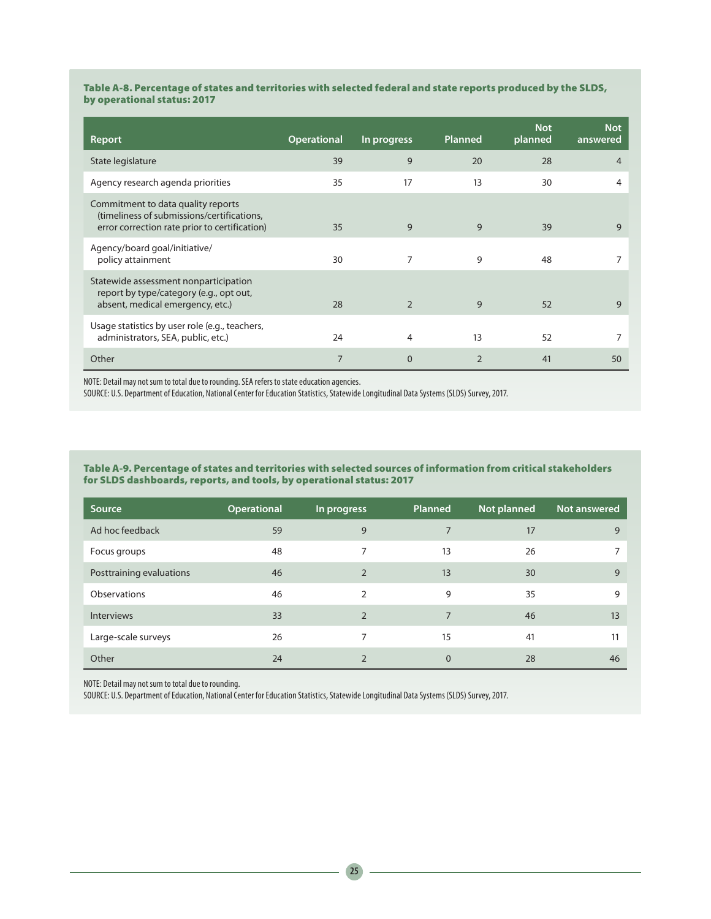**Table A-8. Percentage of states and territories with selected federal and state reports produced by the SLDS, by operational status: 2017**

| Report | Operational | In progress | Planned | Not planned | Not answered |
|---|---|---|---|---|---|
| State legislature | 39 | 9 | 20 | 28 | 4 |
| Agency research agenda priorities | 35 | 17 | 13 | 30 | 4 |
| Commitment to data quality reports (timeliness of submissions/certifications, error correction rate prior to certification) | 35 | 9 | 9 | 39 | 9 |
| Agency/board goal/initiative/ policy attainment | 30 | 7 | 9 | 48 | 7 |
| Statewide assessment nonparticipation report by type/category (e.g., opt out, absent, medical emergency, etc.) | 28 | 2 | 9 | 52 | 9 |
| Usage statistics by user role (e.g., teachers, administrators, SEA, public, etc.) | 24 | 4 | 13 | 52 | 7 |
| Other | 7 | 0 | 2 | 41 | 50 |

NOTE: Detail may not sum to total due to rounding. SEA refers to state education agencies.
SOURCE: U.S. Department of Education, National Center for Education Statistics, Statewide Longitudinal Data Systems (SLDS) Survey, 2017.

**Table A-9. Percentage of states and territories with selected sources of information from critical stakeholders for SLDS dashboards, reports, and tools, by operational status: 2017**

| Source | Operational | In progress | Planned | Not planned | Not answered |
|---|---|---|---|---|---|
| Ad hoc feedback | 59 | 9 | 7 | 17 | 9 |
| Focus groups | 48 | 7 | 13 | 26 | 7 |
| Posttraining evaluations | 46 | 2 | 13 | 30 | 9 |
| Observations | 46 | 2 | 9 | 35 | 9 |
| Interviews | 33 | 2 | 7 | 46 | 13 |
| Large-scale surveys | 26 | 7 | 15 | 41 | 11 |
| Other | 24 | 2 | 0 | 28 | 46 |

NOTE: Detail may not sum to total due to rounding.
SOURCE: U.S. Department of Education, National Center for Education Statistics, Statewide Longitudinal Data Systems (SLDS) Survey, 2017.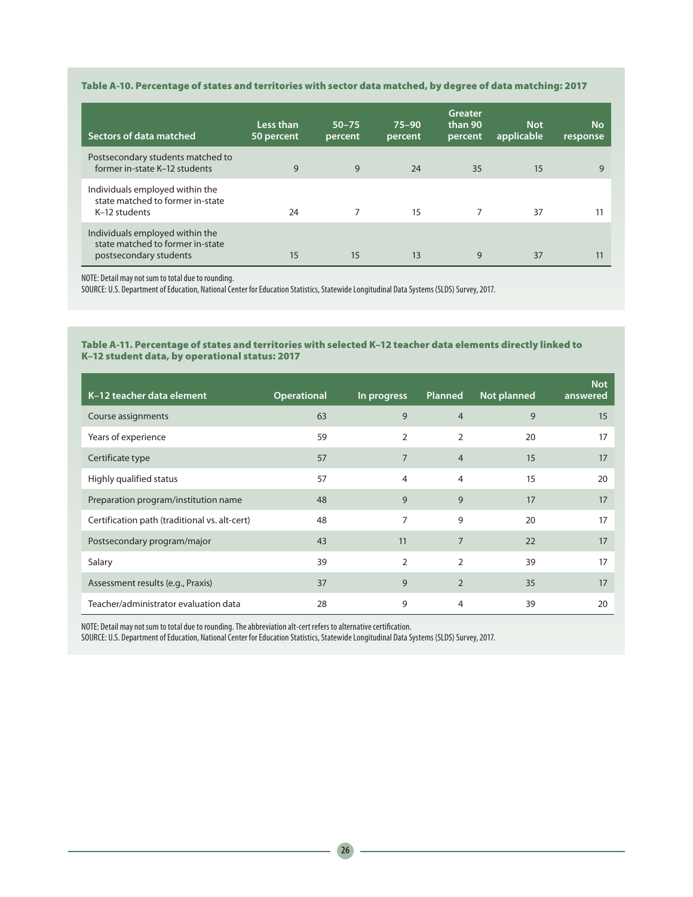**Table A-10. Percentage of states and territories with sector data matched, by degree of data matching: 2017**

| Sectors of data matched | Less than 50 percent | 50–75 percent | 75–90 percent | Greater than 90 percent | Not applicable | No response |
|---|---|---|---|---|---|---|
| Postsecondary students matched to former in-state K–12 students | 9 | 9 | 24 | 35 | 15 | 9 |
| Individuals employed within the state matched to former in-state K–12 students | 24 | 7 | 15 | 7 | 37 | 11 |
| Individuals employed within the state matched to former in-state postsecondary students | 15 | 15 | 13 | 9 | 37 | 11 |

NOTE: Detail may not sum to total due to rounding.
SOURCE: U.S. Department of Education, National Center for Education Statistics, Statewide Longitudinal Data Systems (SLDS) Survey, 2017.

**Table A-11. Percentage of states and territories with selected K–12 teacher data elements directly linked to K–12 student data, by operational status: 2017**

| K–12 teacher data element | Operational | In progress | Planned | Not planned | Not answered |
|---|---|---|---|---|---|
| Course assignments | 63 | 9 | 4 | 9 | 15 |
| Years of experience | 59 | 2 | 2 | 20 | 17 |
| Certificate type | 57 | 7 | 4 | 15 | 17 |
| Highly qualified status | 57 | 4 | 4 | 15 | 20 |
| Preparation program/institution name | 48 | 9 | 9 | 17 | 17 |
| Certification path (traditional vs. alt-cert) | 48 | 7 | 9 | 20 | 17 |
| Postsecondary program/major | 43 | 11 | 7 | 22 | 17 |
| Salary | 39 | 2 | 2 | 39 | 17 |
| Assessment results (e.g., Praxis) | 37 | 9 | 2 | 35 | 17 |
| Teacher/administrator evaluation data | 28 | 9 | 4 | 39 | 20 |

NOTE: Detail may not sum to total due to rounding. The abbreviation alt-cert refers to alternative certification.
SOURCE: U.S. Department of Education, National Center for Education Statistics, Statewide Longitudinal Data Systems (SLDS) Survey, 2017.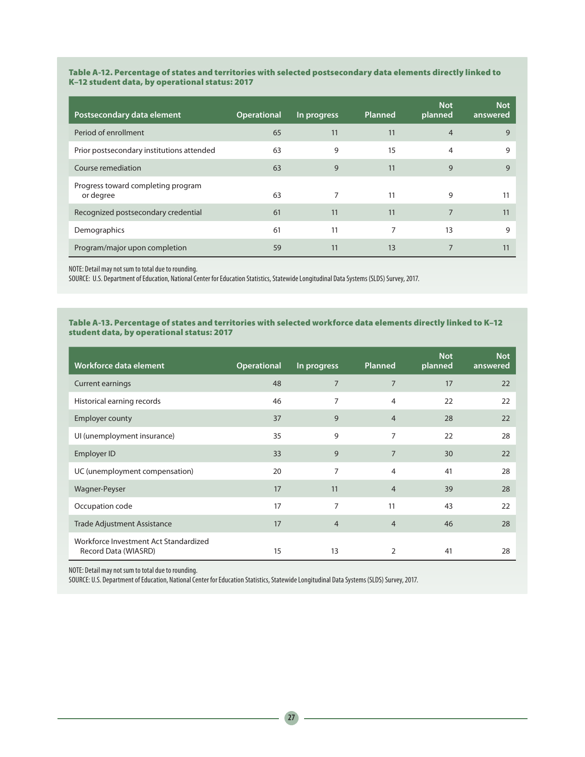**Table A-12. Percentage of states and territories with selected postsecondary data elements directly linked to K–12 student data, by operational status: 2017**

| Postsecondary data element | Operational | In progress | Planned | Not planned | Not answered |
|---|---|---|---|---|---|
| Period of enrollment | 65 | 11 | 11 | 4 | 9 |
| Prior postsecondary institutions attended | 63 | 9 | 15 | 4 | 9 |
| Course remediation | 63 | 9 | 11 | 9 | 9 |
| Progress toward completing program or degree | 63 | 7 | 11 | 9 | 11 |
| Recognized postsecondary credential | 61 | 11 | 11 | 7 | 11 |
| Demographics | 61 | 11 | 7 | 13 | 9 |
| Program/major upon completion | 59 | 11 | 13 | 7 | 11 |

NOTE: Detail may not sum to total due to rounding.
SOURCE: U.S. Department of Education, National Center for Education Statistics, Statewide Longitudinal Data Systems (SLDS) Survey, 2017.

**Table A-13. Percentage of states and territories with selected workforce data elements directly linked to K–12 student data, by operational status: 2017**

| Workforce data element | Operational | In progress | Planned | Not planned | Not answered |
|---|---|---|---|---|---|
| Current earnings | 48 | 7 | 7 | 17 | 22 |
| Historical earning records | 46 | 7 | 4 | 22 | 22 |
| Employer county | 37 | 9 | 4 | 28 | 22 |
| UI (unemployment insurance) | 35 | 9 | 7 | 22 | 28 |
| Employer ID | 33 | 9 | 7 | 30 | 22 |
| UC (unemployment compensation) | 20 | 7 | 4 | 41 | 28 |
| Wagner-Peyser | 17 | 11 | 4 | 39 | 28 |
| Occupation code | 17 | 7 | 11 | 43 | 22 |
| Trade Adjustment Assistance | 17 | 4 | 4 | 46 | 28 |
| Workforce Investment Act Standardized Record Data (WIASRD) | 15 | 13 | 2 | 41 | 28 |

NOTE: Detail may not sum to total due to rounding.
SOURCE: U.S. Department of Education, National Center for Education Statistics, Statewide Longitudinal Data Systems (SLDS) Survey, 2017.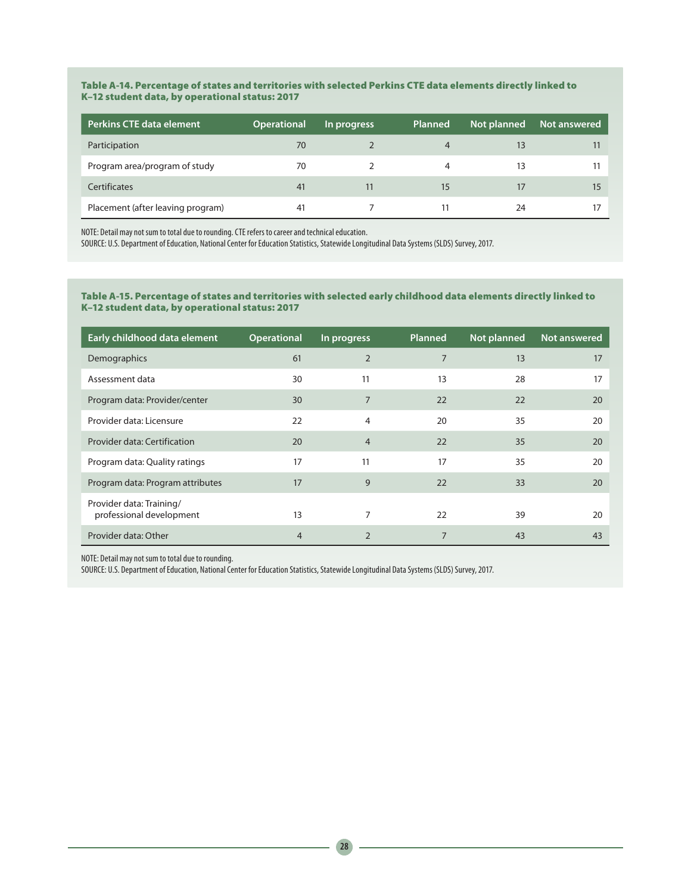**Table A-14. Percentage of states and territories with selected Perkins CTE data elements directly linked to K–12 student data, by operational status: 2017**

| Perkins CTE data element | Operational | In progress | Planned | Not planned | Not answered |
|---|---|---|---|---|---|
| Participation | 70 | 2 | 4 | 13 | 11 |
| Program area/program of study | 70 | 2 | 4 | 13 | 11 |
| Certificates | 41 | 11 | 15 | 17 | 15 |
| Placement (after leaving program) | 41 | 7 | 11 | 24 | 17 |

NOTE: Detail may not sum to total due to rounding. CTE refers to career and technical education.
SOURCE: U.S. Department of Education, National Center for Education Statistics, Statewide Longitudinal Data Systems (SLDS) Survey, 2017.

**Table A-15. Percentage of states and territories with selected early childhood data elements directly linked to K–12 student data, by operational status: 2017**

| Early childhood data element | Operational | In progress | Planned | Not planned | Not answered |
|---|---|---|---|---|---|
| Demographics | 61 | 2 | 7 | 13 | 17 |
| Assessment data | 30 | 11 | 13 | 28 | 17 |
| Program data: Provider/center | 30 | 7 | 22 | 22 | 20 |
| Provider data: Licensure | 22 | 4 | 20 | 35 | 20 |
| Provider data: Certification | 20 | 4 | 22 | 35 | 20 |
| Program data: Quality ratings | 17 | 11 | 17 | 35 | 20 |
| Program data: Program attributes | 17 | 9 | 22 | 33 | 20 |
| Provider data: Training/ professional development | 13 | 7 | 22 | 39 | 20 |
| Provider data: Other | 4 | 2 | 7 | 43 | 43 |

NOTE: Detail may not sum to total due to rounding.
SOURCE: U.S. Department of Education, National Center for Education Statistics, Statewide Longitudinal Data Systems (SLDS) Survey, 2017.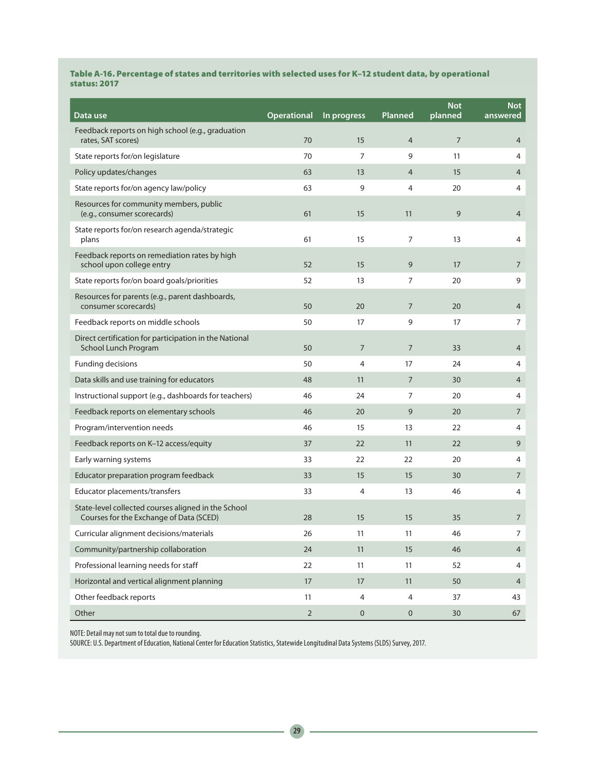**Table A-16. Percentage of states and territories with selected uses for K–12 student data, by operational status: 2017**

| Data use | Operational | In progress | Planned | Not planned | Not answered |
|---|---|---|---|---|---|
| Feedback reports on high school (e.g., graduation rates, SAT scores) | 70 | 15 | 4 | 7 | 4 |
| State reports for/on legislature | 70 | 7 | 9 | 11 | 4 |
| Policy updates/changes | 63 | 13 | 4 | 15 | 4 |
| State reports for/on agency law/policy | 63 | 9 | 4 | 20 | 4 |
| Resources for community members, public (e.g., consumer scorecards) | 61 | 15 | 11 | 9 | 4 |
| State reports for/on research agenda/strategic plans | 61 | 15 | 7 | 13 | 4 |
| Feedback reports on remediation rates by high school upon college entry | 52 | 15 | 9 | 17 | 7 |
| State reports for/on board goals/priorities | 52 | 13 | 7 | 20 | 9 |
| Resources for parents (e.g., parent dashboards, consumer scorecards) | 50 | 20 | 7 | 20 | 4 |
| Feedback reports on middle schools | 50 | 17 | 9 | 17 | 7 |
| Direct certification for participation in the National School Lunch Program | 50 | 7 | 7 | 33 | 4 |
| Funding decisions | 50 | 4 | 17 | 24 | 4 |
| Data skills and use training for educators | 48 | 11 | 7 | 30 | 4 |
| Instructional support (e.g., dashboards for teachers) | 46 | 24 | 7 | 20 | 4 |
| Feedback reports on elementary schools | 46 | 20 | 9 | 20 | 7 |
| Program/intervention needs | 46 | 15 | 13 | 22 | 4 |
| Feedback reports on K–12 access/equity | 37 | 22 | 11 | 22 | 9 |
| Early warning systems | 33 | 22 | 22 | 20 | 4 |
| Educator preparation program feedback | 33 | 15 | 15 | 30 | 7 |
| Educator placements/transfers | 33 | 4 | 13 | 46 | 4 |
| State-level collected courses aligned in the School Courses for the Exchange of Data (SCED) | 28 | 15 | 15 | 35 | 7 |
| Curricular alignment decisions/materials | 26 | 11 | 11 | 46 | 7 |
| Community/partnership collaboration | 24 | 11 | 15 | 46 | 4 |
| Professional learning needs for staff | 22 | 11 | 11 | 52 | 4 |
| Horizontal and vertical alignment planning | 17 | 17 | 11 | 50 | 4 |
| Other feedback reports | 11 | 4 | 4 | 37 | 43 |
| Other | 2 | 0 | 0 | 30 | 67 |

NOTE: Detail may not sum to total due to rounding.
SOURCE: U.S. Department of Education, National Center for Education Statistics, Statewide Longitudinal Data Systems (SLDS) Survey, 2017.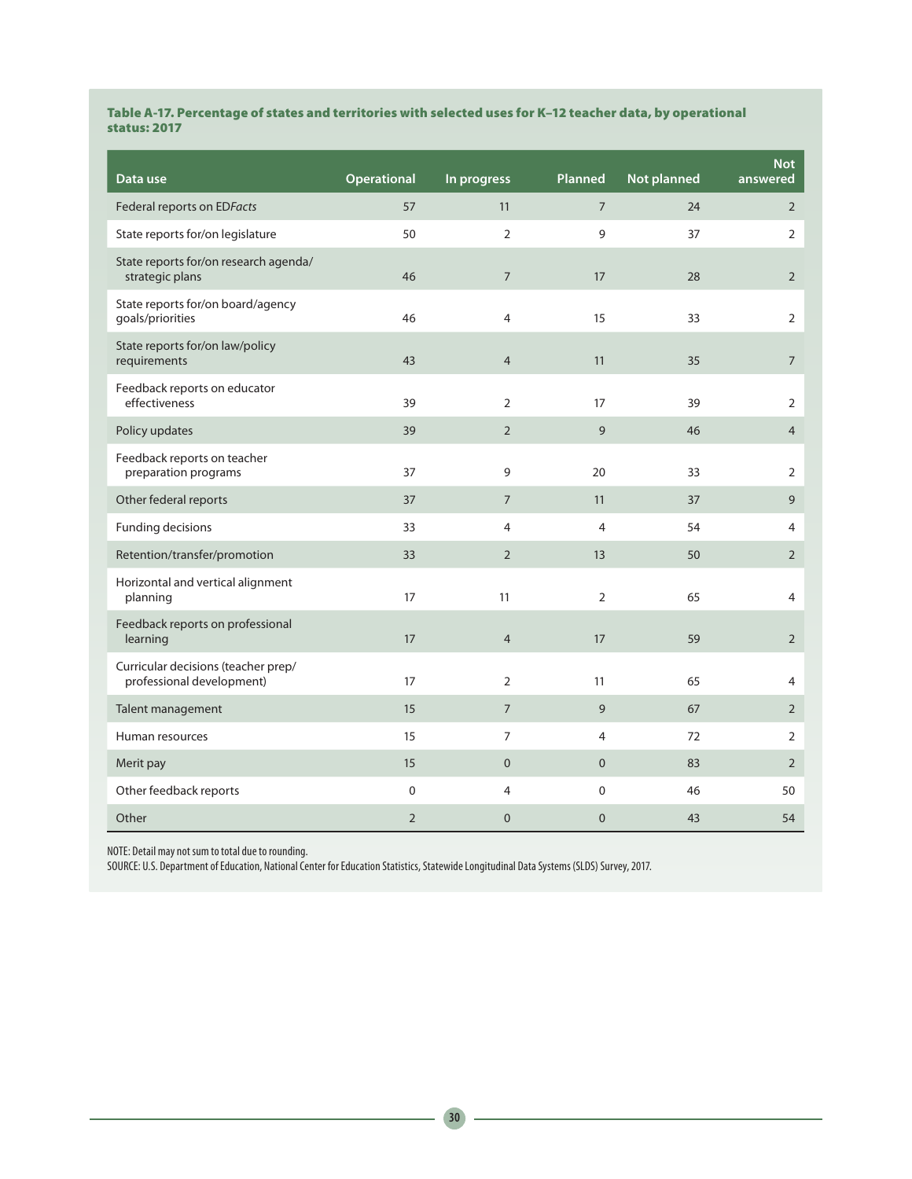**Table A-17. Percentage of states and territories with selected uses for K–12 teacher data, by operational status: 2017**

| Data use | Operational | In progress | Planned | Not planned | Not answered |
|---|---|---|---|---|---|
| Federal reports on ED*Facts* | 57 | 11 | 7 | 24 | 2 |
| State reports for/on legislature | 50 | 2 | 9 | 37 | 2 |
| State reports for/on research agenda/ strategic plans | 46 | 7 | 17 | 28 | 2 |
| State reports for/on board/agency goals/priorities | 46 | 4 | 15 | 33 | 2 |
| State reports for/on law/policy requirements | 43 | 4 | 11 | 35 | 7 |
| Feedback reports on educator effectiveness | 39 | 2 | 17 | 39 | 2 |
| Policy updates | 39 | 2 | 9 | 46 | 4 |
| Feedback reports on teacher preparation programs | 37 | 9 | 20 | 33 | 2 |
| Other federal reports | 37 | 7 | 11 | 37 | 9 |
| Funding decisions | 33 | 4 | 4 | 54 | 4 |
| Retention/transfer/promotion | 33 | 2 | 13 | 50 | 2 |
| Horizontal and vertical alignment planning | 17 | 11 | 2 | 65 | 4 |
| Feedback reports on professional learning | 17 | 4 | 17 | 59 | 2 |
| Curricular decisions (teacher prep/ professional development) | 17 | 2 | 11 | 65 | 4 |
| Talent management | 15 | 7 | 9 | 67 | 2 |
| Human resources | 15 | 7 | 4 | 72 | 2 |
| Merit pay | 15 | 0 | 0 | 83 | 2 |
| Other feedback reports | 0 | 4 | 0 | 46 | 50 |
| Other | 2 | 0 | 0 | 43 | 54 |

NOTE: Detail may not sum to total due to rounding.
SOURCE: U.S. Department of Education, National Center for Education Statistics, Statewide Longitudinal Data Systems (SLDS) Survey, 2017.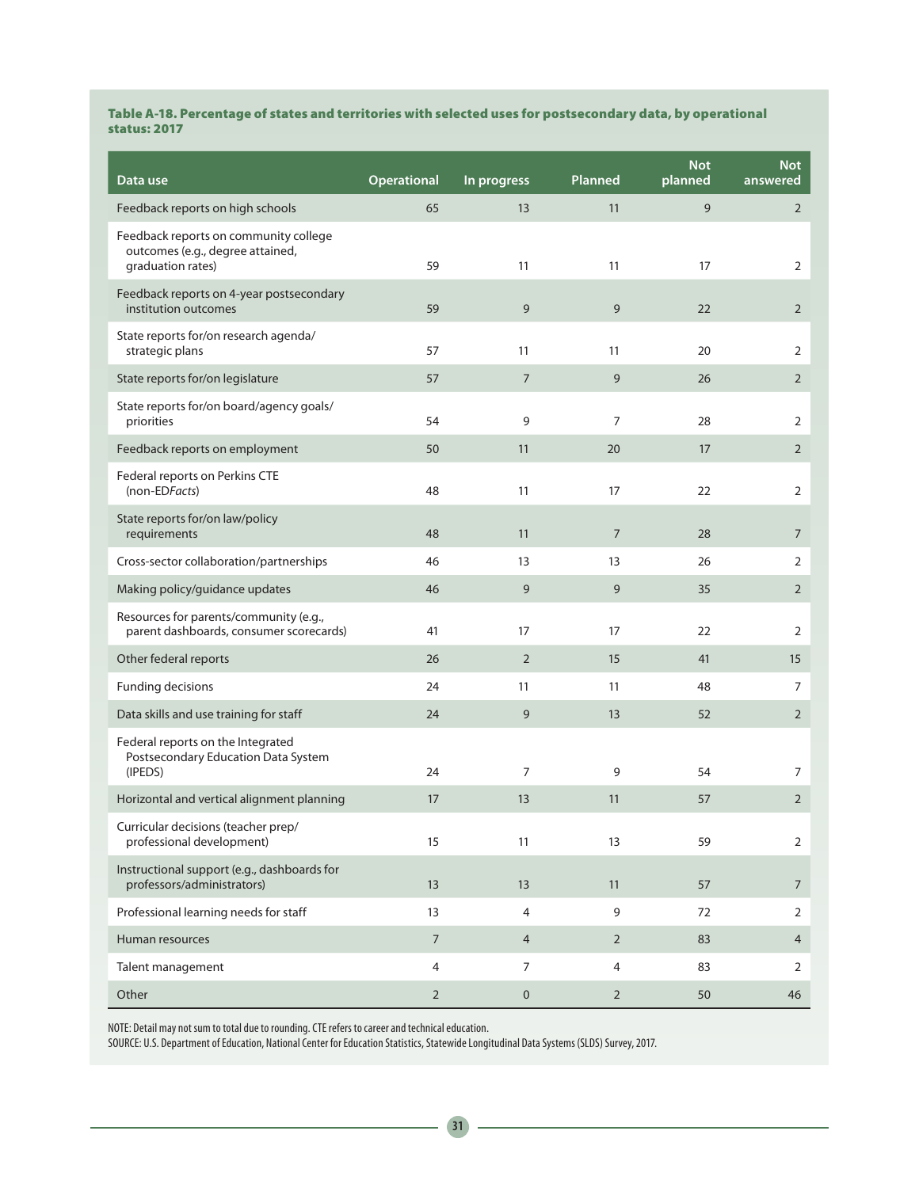**Table A-18. Percentage of states and territories with selected uses for postsecondary data, by operational status: 2017**

| Data use | Operational | In progress | Planned | Not planned | Not answered |
|---|---|---|---|---|---|
| Feedback reports on high schools | 65 | 13 | 11 | 9 | 2 |
| Feedback reports on community college outcomes (e.g., degree attained, graduation rates) | 59 | 11 | 11 | 17 | 2 |
| Feedback reports on 4-year postsecondary institution outcomes | 59 | 9 | 9 | 22 | 2 |
| State reports for/on research agenda/ strategic plans | 57 | 11 | 11 | 20 | 2 |
| State reports for/on legislature | 57 | 7 | 9 | 26 | 2 |
| State reports for/on board/agency goals/ priorities | 54 | 9 | 7 | 28 | 2 |
| Feedback reports on employment | 50 | 11 | 20 | 17 | 2 |
| Federal reports on Perkins CTE (non-ED*Facts*) | 48 | 11 | 17 | 22 | 2 |
| State reports for/on law/policy requirements | 48 | 11 | 7 | 28 | 7 |
| Cross-sector collaboration/partnerships | 46 | 13 | 13 | 26 | 2 |
| Making policy/guidance updates | 46 | 9 | 9 | 35 | 2 |
| Resources for parents/community (e.g., parent dashboards, consumer scorecards) | 41 | 17 | 17 | 22 | 2 |
| Other federal reports | 26 | 2 | 15 | 41 | 15 |
| Funding decisions | 24 | 11 | 11 | 48 | 7 |
| Data skills and use training for staff | 24 | 9 | 13 | 52 | 2 |
| Federal reports on the Integrated Postsecondary Education Data System (IPEDS) | 24 | 7 | 9 | 54 | 7 |
| Horizontal and vertical alignment planning | 17 | 13 | 11 | 57 | 2 |
| Curricular decisions (teacher prep/ professional development) | 15 | 11 | 13 | 59 | 2 |
| Instructional support (e.g., dashboards for professors/administrators) | 13 | 13 | 11 | 57 | 7 |
| Professional learning needs for staff | 13 | 4 | 9 | 72 | 2 |
| Human resources | 7 | 4 | 2 | 83 | 4 |
| Talent management | 4 | 7 | 4 | 83 | 2 |
| Other | 2 | 0 | 2 | 50 | 46 |

NOTE: Detail may not sum to total due to rounding. CTE refers to career and technical education.
SOURCE: U.S. Department of Education, National Center for Education Statistics, Statewide Longitudinal Data Systems (SLDS) Survey, 2017.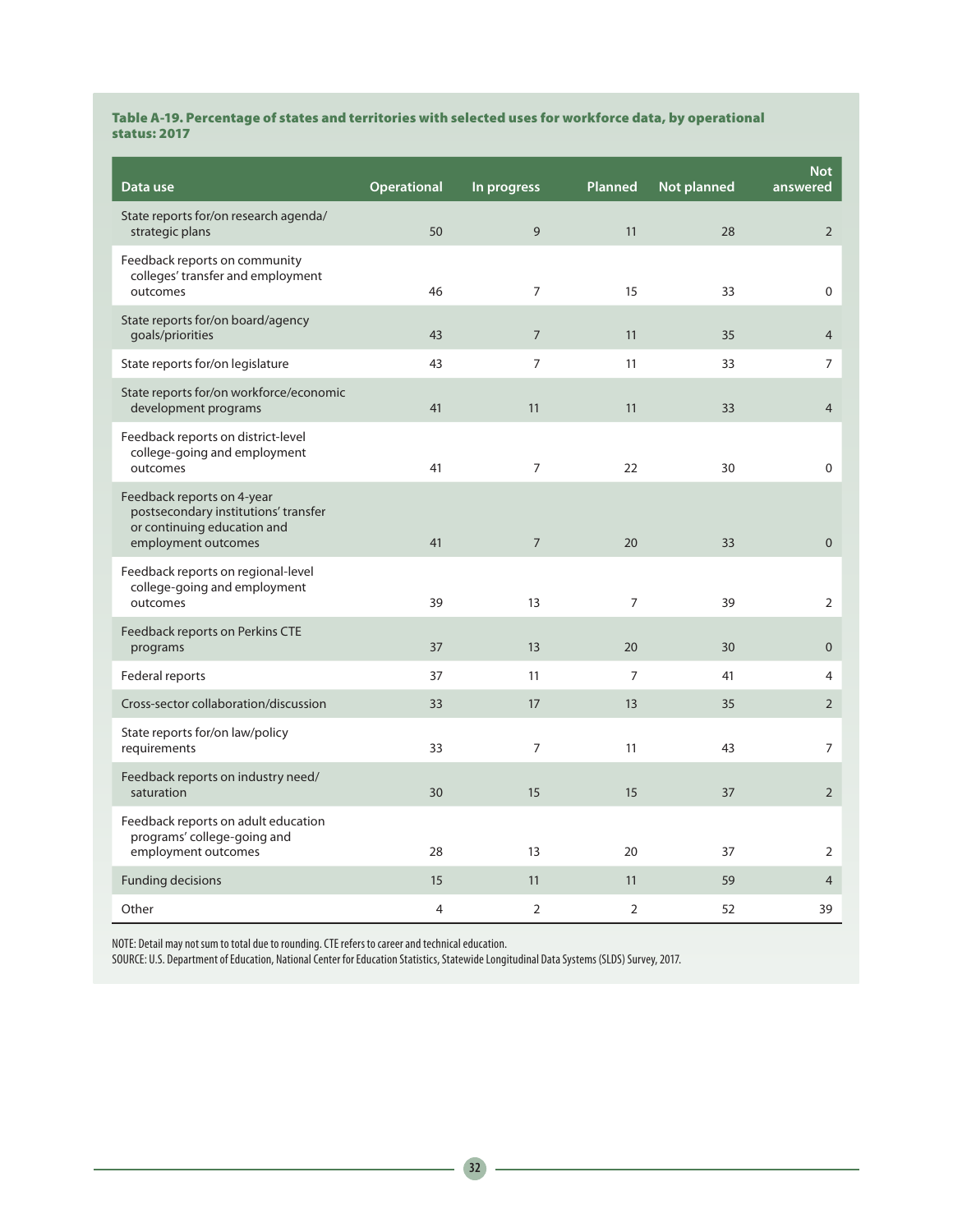**Table A-19. Percentage of states and territories with selected uses for workforce data, by operational status: 2017**

| Data use | Operational | In progress | Planned | Not planned | Not answered |
|---|---|---|---|---|---|
| State reports for/on research agenda/ strategic plans | 50 | 9 | 11 | 28 | 2 |
| Feedback reports on community colleges' transfer and employment outcomes | 46 | 7 | 15 | 33 | 0 |
| State reports for/on board/agency goals/priorities | 43 | 7 | 11 | 35 | 4 |
| State reports for/on legislature | 43 | 7 | 11 | 33 | 7 |
| State reports for/on workforce/economic development programs | 41 | 11 | 11 | 33 | 4 |
| Feedback reports on district-level college-going and employment outcomes | 41 | 7 | 22 | 30 | 0 |
| Feedback reports on 4-year postsecondary institutions' transfer or continuing education and employment outcomes | 41 | 7 | 20 | 33 | 0 |
| Feedback reports on regional-level college-going and employment outcomes | 39 | 13 | 7 | 39 | 2 |
| Feedback reports on Perkins CTE programs | 37 | 13 | 20 | 30 | 0 |
| Federal reports | 37 | 11 | 7 | 41 | 4 |
| Cross-sector collaboration/discussion | 33 | 17 | 13 | 35 | 2 |
| State reports for/on law/policy requirements | 33 | 7 | 11 | 43 | 7 |
| Feedback reports on industry need/ saturation | 30 | 15 | 15 | 37 | 2 |
| Feedback reports on adult education programs' college-going and employment outcomes | 28 | 13 | 20 | 37 | 2 |
| Funding decisions | 15 | 11 | 11 | 59 | 4 |
| Other | 4 | 2 | 2 | 52 | 39 |

NOTE: Detail may not sum to total due to rounding. CTE refers to career and technical education.
SOURCE: U.S. Department of Education, National Center for Education Statistics, Statewide Longitudinal Data Systems (SLDS) Survey, 2017.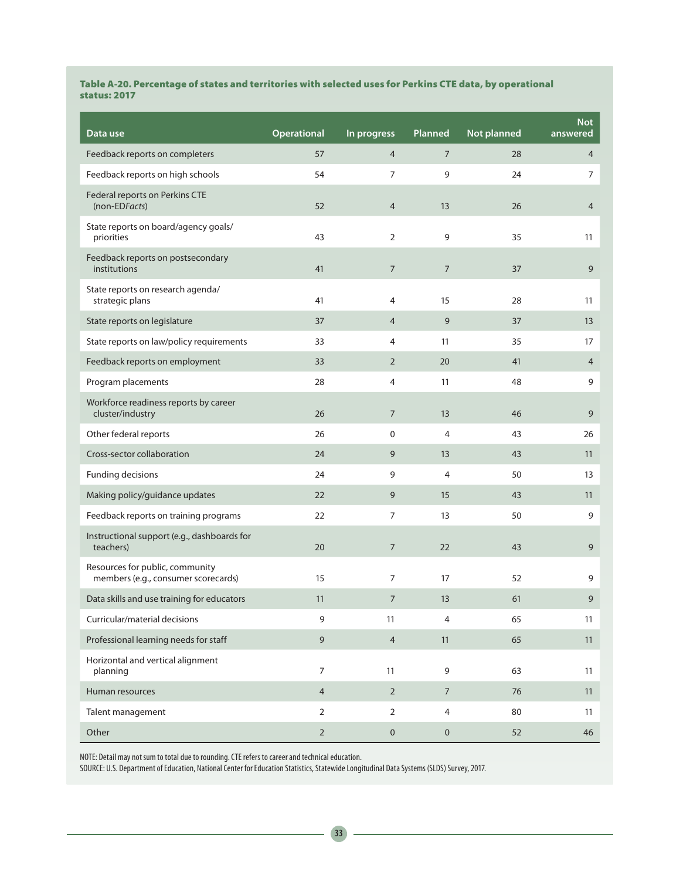**Table A-20. Percentage of states and territories with selected uses for Perkins CTE data, by operational status: 2017**

| Data use | Operational | In progress | Planned | Not planned | Not answered |
|---|---|---|---|---|---|
| Feedback reports on completers | 57 | 4 | 7 | 28 | 4 |
| Feedback reports on high schools | 54 | 7 | 9 | 24 | 7 |
| Federal reports on Perkins CTE (non-ED*Facts*) | 52 | 4 | 13 | 26 | 4 |
| State reports on board/agency goals/ priorities | 43 | 2 | 9 | 35 | 11 |
| Feedback reports on postsecondary institutions | 41 | 7 | 7 | 37 | 9 |
| State reports on research agenda/ strategic plans | 41 | 4 | 15 | 28 | 11 |
| State reports on legislature | 37 | 4 | 9 | 37 | 13 |
| State reports on law/policy requirements | 33 | 4 | 11 | 35 | 17 |
| Feedback reports on employment | 33 | 2 | 20 | 41 | 4 |
| Program placements | 28 | 4 | 11 | 48 | 9 |
| Workforce readiness reports by career cluster/industry | 26 | 7 | 13 | 46 | 9 |
| Other federal reports | 26 | 0 | 4 | 43 | 26 |
| Cross-sector collaboration | 24 | 9 | 13 | 43 | 11 |
| Funding decisions | 24 | 9 | 4 | 50 | 13 |
| Making policy/guidance updates | 22 | 9 | 15 | 43 | 11 |
| Feedback reports on training programs | 22 | 7 | 13 | 50 | 9 |
| Instructional support (e.g., dashboards for teachers) | 20 | 7 | 22 | 43 | 9 |
| Resources for public, community members (e.g., consumer scorecards) | 15 | 7 | 17 | 52 | 9 |
| Data skills and use training for educators | 11 | 7 | 13 | 61 | 9 |
| Curricular/material decisions | 9 | 11 | 4 | 65 | 11 |
| Professional learning needs for staff | 9 | 4 | 11 | 65 | 11 |
| Horizontal and vertical alignment planning | 7 | 11 | 9 | 63 | 11 |
| Human resources | 4 | 2 | 7 | 76 | 11 |
| Talent management | 2 | 2 | 4 | 80 | 11 |
| Other | 2 | 0 | 0 | 52 | 46 |

NOTE: Detail may not sum to total due to rounding. CTE refers to career and technical education.
SOURCE: U.S. Department of Education, National Center for Education Statistics, Statewide Longitudinal Data Systems (SLDS) Survey, 2017.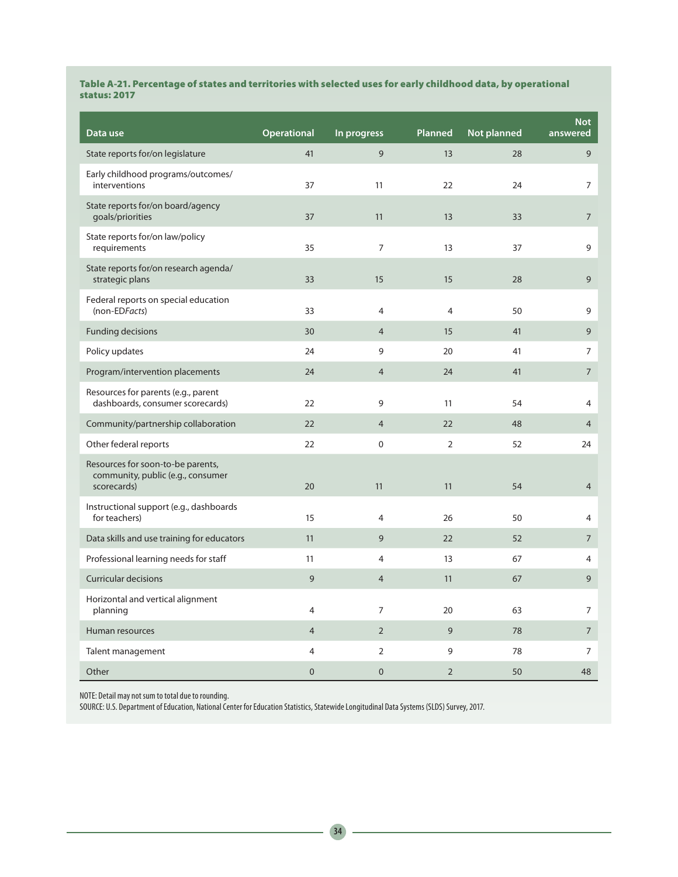**Table A-21. Percentage of states and territories with selected uses for early childhood data, by operational status: 2017**

| Data use | Operational | In progress | Planned | Not planned | Not answered |
|---|---|---|---|---|---|
| State reports for/on legislature | 41 | 9 | 13 | 28 | 9 |
| Early childhood programs/outcomes/ interventions | 37 | 11 | 22 | 24 | 7 |
| State reports for/on board/agency goals/priorities | 37 | 11 | 13 | 33 | 7 |
| State reports for/on law/policy requirements | 35 | 7 | 13 | 37 | 9 |
| State reports for/on research agenda/ strategic plans | 33 | 15 | 15 | 28 | 9 |
| Federal reports on special education (non-ED*Facts*) | 33 | 4 | 4 | 50 | 9 |
| Funding decisions | 30 | 4 | 15 | 41 | 9 |
| Policy updates | 24 | 9 | 20 | 41 | 7 |
| Program/intervention placements | 24 | 4 | 24 | 41 | 7 |
| Resources for parents (e.g., parent dashboards, consumer scorecards) | 22 | 9 | 11 | 54 | 4 |
| Community/partnership collaboration | 22 | 4 | 22 | 48 | 4 |
| Other federal reports | 22 | 0 | 2 | 52 | 24 |
| Resources for soon-to-be parents, community, public (e.g., consumer scorecards) | 20 | 11 | 11 | 54 | 4 |
| Instructional support (e.g., dashboards for teachers) | 15 | 4 | 26 | 50 | 4 |
| Data skills and use training for educators | 11 | 9 | 22 | 52 | 7 |
| Professional learning needs for staff | 11 | 4 | 13 | 67 | 4 |
| Curricular decisions | 9 | 4 | 11 | 67 | 9 |
| Horizontal and vertical alignment planning | 4 | 7 | 20 | 63 | 7 |
| Human resources | 4 | 2 | 9 | 78 | 7 |
| Talent management | 4 | 2 | 9 | 78 | 7 |
| Other | 0 | 0 | 2 | 50 | 48 |

NOTE: Detail may not sum to total due to rounding.
SOURCE: U.S. Department of Education, National Center for Education Statistics, Statewide Longitudinal Data Systems (SLDS) Survey, 2017.